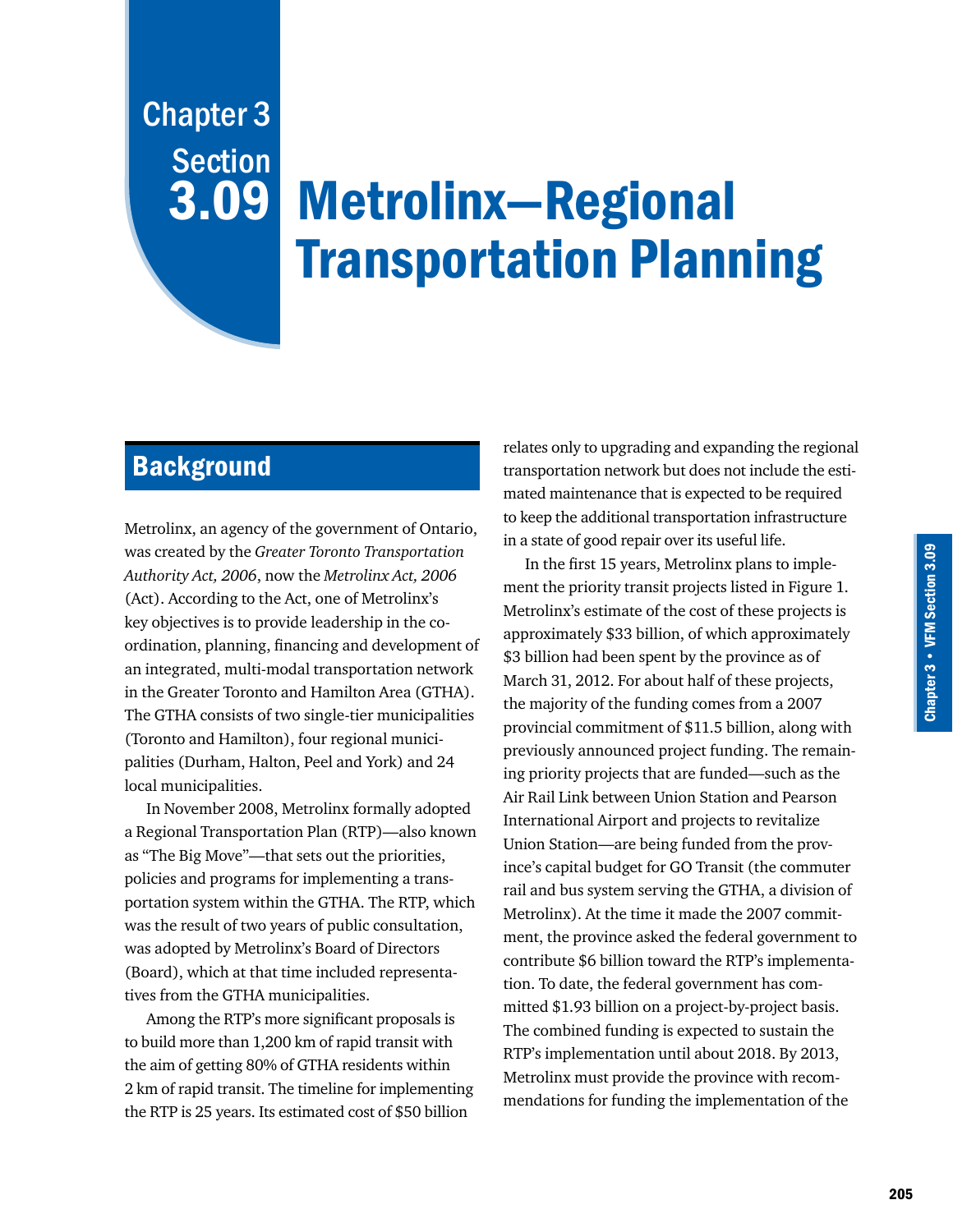# Chapter 3 Section 3.09 Metrolinx—Regional Transportation Planning

## Background

Metrolinx, an agency of the government of Ontario, was created by the *Greater Toronto Transportation Authority Act, 2006*, now the *Metrolinx Act, 2006* (Act). According to the Act, one of Metrolinx's key objectives is to provide leadership in the co-ordination, planning, financing and development of an integrated, multi-modal transportation network in the Greater Toronto and Hamilton Area (GTHA). The GTHA consists of two single-tier municipalities (Toronto and Hamilton), four regional municipalities (Durham, Halton, Peel and York) and 24 local municipalities.

In November 2008, Metrolinx formally adopted a Regional Transportation Plan (RTP)—also known as "The Big Move"—that sets out the priorities, policies and programs for implementing a transportation system within the GTHA. The RTP, which was the result of two years of public consultation, was adopted by Metrolinx's Board of Directors (Board), which at that time included representatives from the GTHA municipalities.

Among the RTP's more significant proposals is to build more than 1,200 km of rapid transit with the aim of getting 80% of GTHA residents within 2 km of rapid transit. The timeline for implementing the RTP is 25 years. Its estimated cost of $50 billion relates only to upgrading and expanding the regional transportation network but does not include the estimated maintenance that is expected to be required to keep the additional transportation infrastructure in a state of good repair over its useful life.

In the first 15 years, Metrolinx plans to implement the priority transit projects listed in Figure 1. Metrolinx's estimate of the cost of these projects is approximately $33 billion, of which approximately $3 billion had been spent by the province as of March 31, 2012. For about half of these projects, the majority of the funding comes from a 2007 provincial commitment of $11.5 billion, along with previously announced project funding. The remaining priority projects that are funded—such as the Air Rail Link between Union Station and Pearson International Airport and projects to revitalize Union Station—are being funded from the province's capital budget for GO Transit (the commuter rail and bus system serving the GTHA, a division of Metrolinx). At the time it made the 2007 commitment, the province asked the federal government to contribute $6 billion toward the RTP's implementation. To date, the federal government has committed $1.93 billion on a project-by-project basis. The combined funding is expected to sustain the RTP's implementation until about 2018. By 2013, Metrolinx must provide the province with recommendations for funding the implementation of the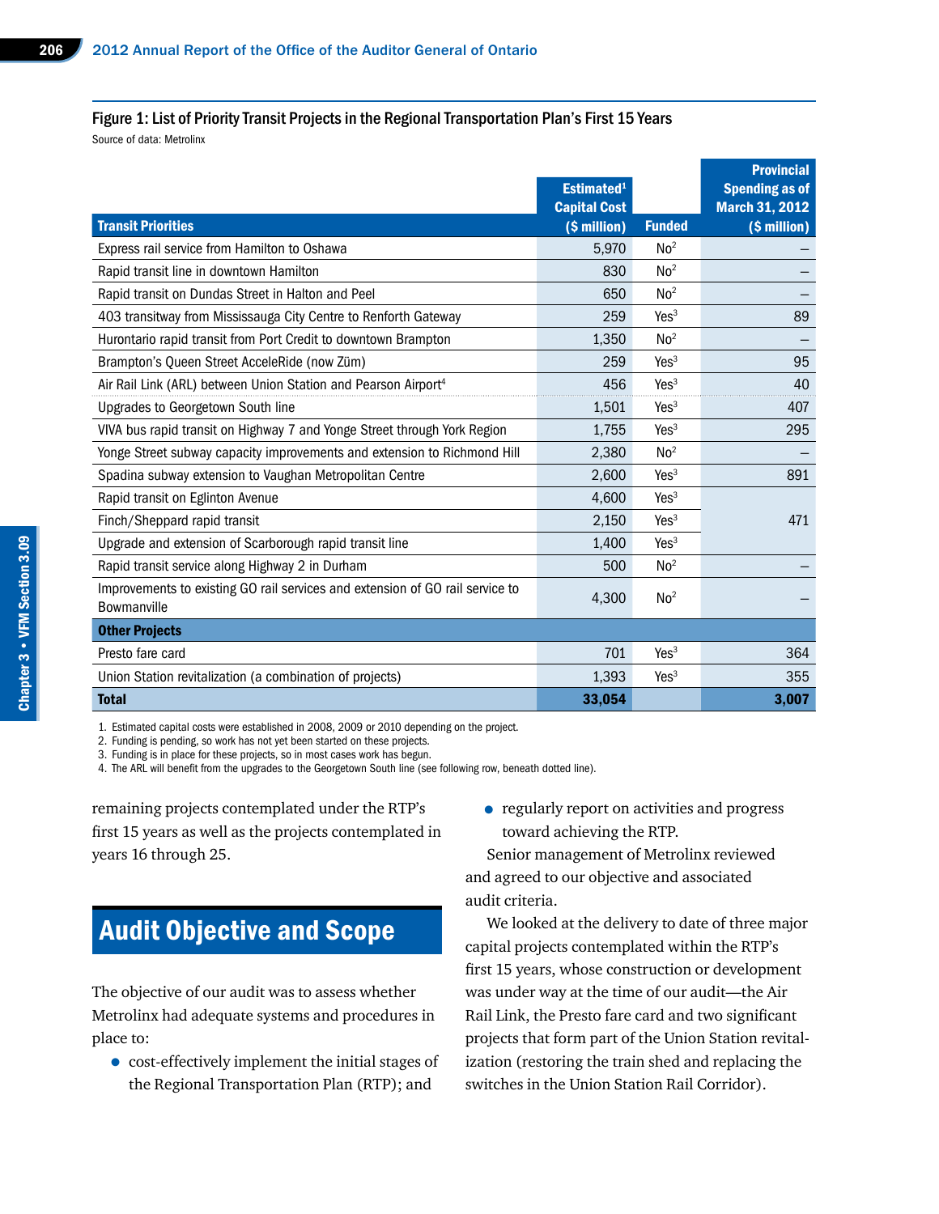### Figure 1: List of Priority Transit Projects in the Regional Transportation Plan's First 15 Years

Source of data: Metrolinx

| Transit Priorities | Estimated[1] Capital Cost ($ million) | Funded | Provincial Spending as of March 31, 2012 ($ million) |
|---|---|---|---|
| Express rail service from Hamilton to Oshawa | 5,970 | No[2] | – |
| Rapid transit line in downtown Hamilton | 830 | No[2] | – |
| Rapid transit on Dundas Street in Halton and Peel | 650 | No[2] | – |
| 403 transitway from Mississauga City Centre to Renforth Gateway | 259 | Yes[3] | 89 |
| Hurontario rapid transit from Port Credit to downtown Brampton | 1,350 | No[2] | – |
| Brampton's Queen Street AcceleRide (now Züm) | 259 | Yes[3] | 95 |
| Air Rail Link (ARL) between Union Station and Pearson Airport[4] | 456 | Yes[3] | 40 |
| Upgrades to Georgetown South line | 1,501 | Yes[3] | 407 |
| VIVA bus rapid transit on Highway 7 and Yonge Street through York Region | 1,755 | Yes[3] | 295 |
| Yonge Street subway capacity improvements and extension to Richmond Hill | 2,380 | No[2] | – |
| Spadina subway extension to Vaughan Metropolitan Centre | 2,600 | Yes[3] | 891 |
| Rapid transit on Eglinton Avenue | 4,600 | Yes[3] | 471 |
| Finch/Sheppard rapid transit | 2,150 | Yes[3] | |
| Upgrade and extension of Scarborough rapid transit line | 1,400 | Yes[3] | |
| Rapid transit service along Highway 2 in Durham | 500 | No[2] | – |
| Improvements to existing GO rail services and extension of GO rail service to Bowmanville | 4,300 | No[2] | – |
| **Other Projects** | | | |
| Presto fare card | 701 | Yes[3] | 364 |
| Union Station revitalization (a combination of projects) | 1,393 | Yes[3] | 355 |
| **Total** | **33,054** | | **3,007** |

1. Estimated capital costs were established in 2008, 2009 or 2010 depending on the project.
2. Funding is pending, so work has not yet been started on these projects.
3. Funding is in place for these projects, so in most cases work has begun.
4. The ARL will benefit from the upgrades to the Georgetown South line (see following row, beneath dotted line).

remaining projects contemplated under the RTP's first 15 years as well as the projects contemplated in years 16 through 25.

## Audit Objective and Scope

The objective of our audit was to assess whether Metrolinx had adequate systems and procedures in place to:

- cost-effectively implement the initial stages of the Regional Transportation Plan (RTP); and
- regularly report on activities and progress toward achieving the RTP.

Senior management of Metrolinx reviewed and agreed to our objective and associated audit criteria.

We looked at the delivery to date of three major capital projects contemplated within the RTP's first 15 years, whose construction or development was under way at the time of our audit—the Air Rail Link, the Presto fare card and two significant projects that form part of the Union Station revitalization (restoring the train shed and replacing the switches in the Union Station Rail Corridor).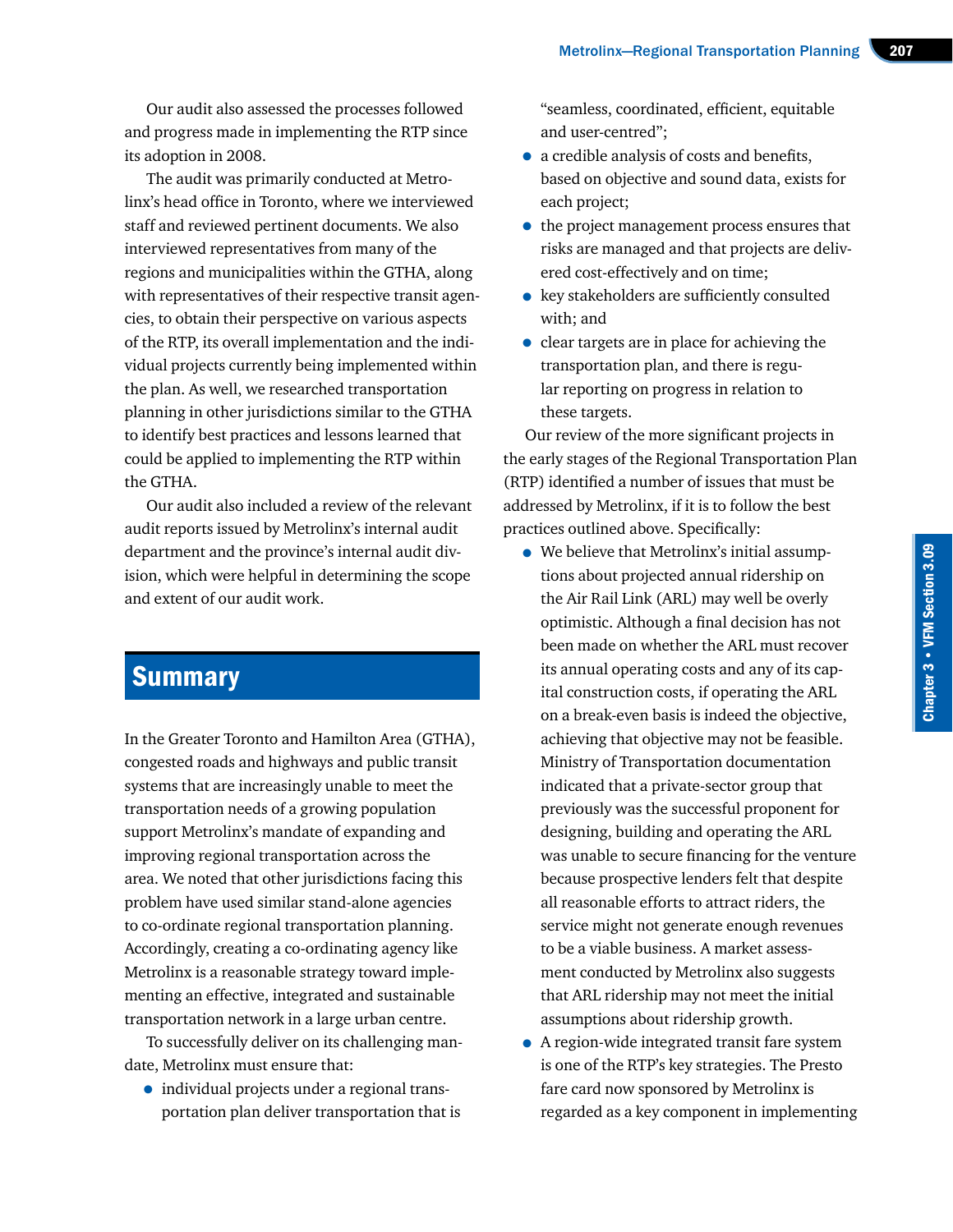Our audit also assessed the processes followed and progress made in implementing the RTP since its adoption in 2008.

The audit was primarily conducted at Metrolinx's head office in Toronto, where we interviewed staff and reviewed pertinent documents. We also interviewed representatives from many of the regions and municipalities within the GTHA, along with representatives of their respective transit agencies, to obtain their perspective on various aspects of the RTP, its overall implementation and the individual projects currently being implemented within the plan. As well, we researched transportation planning in other jurisdictions similar to the GTHA to identify best practices and lessons learned that could be applied to implementing the RTP within the GTHA.

Our audit also included a review of the relevant audit reports issued by Metrolinx's internal audit department and the province's internal audit division, which were helpful in determining the scope and extent of our audit work.

## Summary

In the Greater Toronto and Hamilton Area (GTHA), congested roads and highways and public transit systems that are increasingly unable to meet the transportation needs of a growing population support Metrolinx's mandate of expanding and improving regional transportation across the area. We noted that other jurisdictions facing this problem have used similar stand-alone agencies to co-ordinate regional transportation planning. Accordingly, creating a co-ordinating agency like Metrolinx is a reasonable strategy toward implementing an effective, integrated and sustainable transportation network in a large urban centre.

To successfully deliver on its challenging mandate, Metrolinx must ensure that:

- individual projects under a regional transportation plan deliver transportation that is "seamless, coordinated, efficient, equitable and user-centred";
- a credible analysis of costs and benefits, based on objective and sound data, exists for each project;
- the project management process ensures that risks are managed and that projects are delivered cost-effectively and on time;
- key stakeholders are sufficiently consulted with; and
- clear targets are in place for achieving the transportation plan, and there is regular reporting on progress in relation to these targets.

Our review of the more significant projects in the early stages of the Regional Transportation Plan (RTP) identified a number of issues that must be addressed by Metrolinx, if it is to follow the best practices outlined above. Specifically:

- We believe that Metrolinx's initial assumptions about projected annual ridership on the Air Rail Link (ARL) may well be overly optimistic. Although a final decision has not been made on whether the ARL must recover its annual operating costs and any of its capital construction costs, if operating the ARL on a break-even basis is indeed the objective, achieving that objective may not be feasible. Ministry of Transportation documentation indicated that a private-sector group that previously was the successful proponent for designing, building and operating the ARL was unable to secure financing for the venture because prospective lenders felt that despite all reasonable efforts to attract riders, the service might not generate enough revenues to be a viable business. A market assessment conducted by Metrolinx also suggests that ARL ridership may not meet the initial assumptions about ridership growth.
- A region-wide integrated transit fare system is one of the RTP's key strategies. The Presto fare card now sponsored by Metrolinx is regarded as a key component in implementing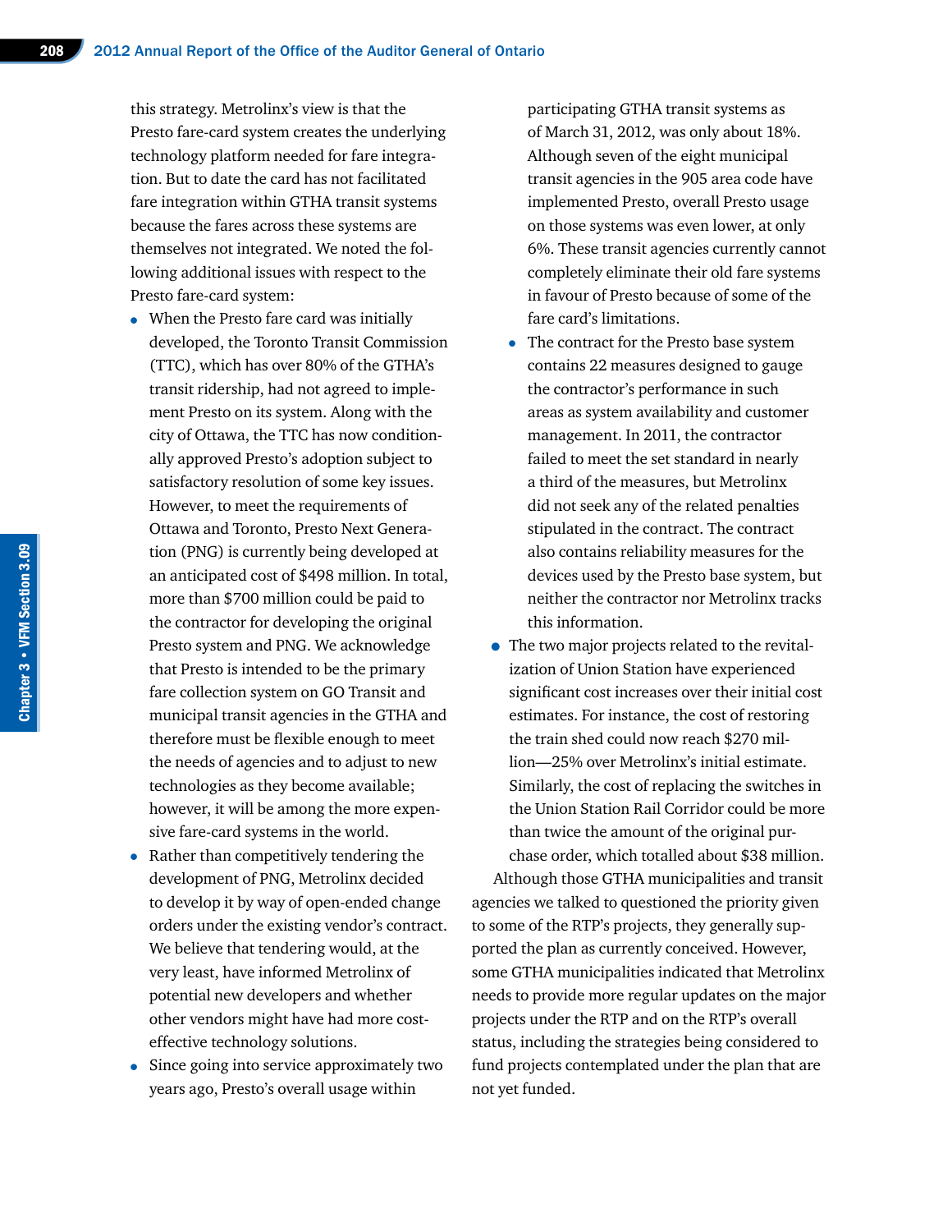this strategy. Metrolinx's view is that the Presto fare-card system creates the underlying technology platform needed for fare integration. But to date the card has not facilitated fare integration within GTHA transit systems because the fares across these systems are themselves not integrated. We noted the following additional issues with respect to the Presto fare-card system:

- When the Presto fare card was initially developed, the Toronto Transit Commission (TTC), which has over 80% of the GTHA's transit ridership, had not agreed to implement Presto on its system. Along with the city of Ottawa, the TTC has now conditionally approved Presto's adoption subject to satisfactory resolution of some key issues. However, to meet the requirements of Ottawa and Toronto, Presto Next Generation (PNG) is currently being developed at an anticipated cost of $498 million. In total, more than $700 million could be paid to the contractor for developing the original Presto system and PNG. We acknowledge that Presto is intended to be the primary fare collection system on GO Transit and municipal transit agencies in the GTHA and therefore must be flexible enough to meet the needs of agencies and to adjust to new technologies as they become available; however, it will be among the more expensive fare-card systems in the world.
- Rather than competitively tendering the development of PNG, Metrolinx decided to develop it by way of open-ended change orders under the existing vendor's contract. We believe that tendering would, at the very least, have informed Metrolinx of potential new developers and whether other vendors might have had more cost-effective technology solutions.
- Since going into service approximately two years ago, Presto's overall usage within participating GTHA transit systems as of March 31, 2012, was only about 18%. Although seven of the eight municipal transit agencies in the 905 area code have implemented Presto, overall Presto usage on those systems was even lower, at only 6%. These transit agencies currently cannot completely eliminate their old fare systems in favour of Presto because of some of the fare card's limitations.
- The contract for the Presto base system contains 22 measures designed to gauge the contractor's performance in such areas as system availability and customer management. In 2011, the contractor failed to meet the set standard in nearly a third of the measures, but Metrolinx did not seek any of the related penalties stipulated in the contract. The contract also contains reliability measures for the devices used by the Presto base system, but neither the contractor nor Metrolinx tracks this information.
- The two major projects related to the revitalization of Union Station have experienced significant cost increases over their initial cost estimates. For instance, the cost of restoring the train shed could now reach $270 million—25% over Metrolinx's initial estimate. Similarly, the cost of replacing the switches in the Union Station Rail Corridor could be more than twice the amount of the original purchase order, which totalled about $38 million.

Although those GTHA municipalities and transit agencies we talked to questioned the priority given to some of the RTP's projects, they generally supported the plan as currently conceived. However, some GTHA municipalities indicated that Metrolinx needs to provide more regular updates on the major projects under the RTP and on the RTP's overall status, including the strategies being considered to fund projects contemplated under the plan that are not yet funded.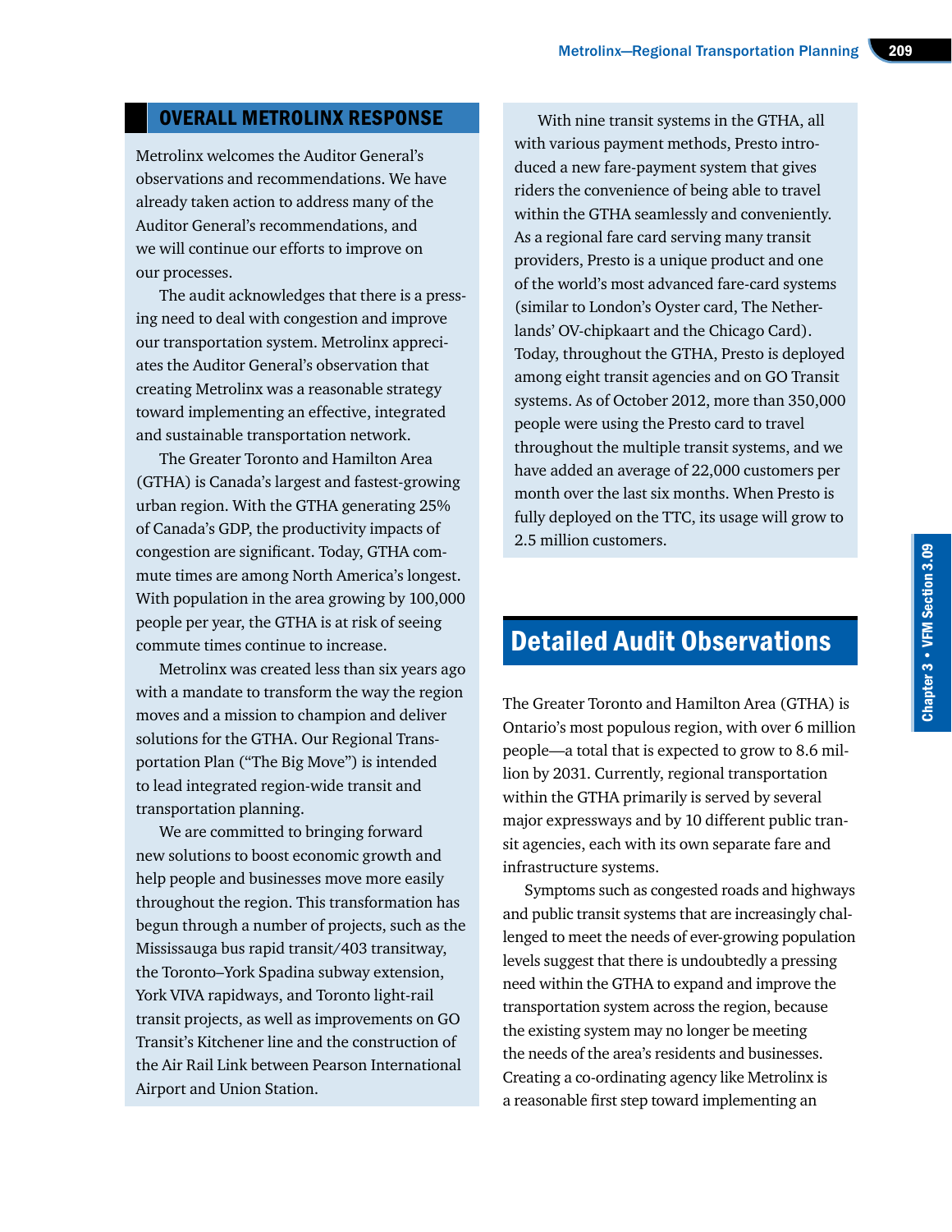## OVERALL METROLINX RESPONSE

Metrolinx welcomes the Auditor General's observations and recommendations. We have already taken action to address many of the Auditor General's recommendations, and we will continue our efforts to improve on our processes.

The audit acknowledges that there is a pressing need to deal with congestion and improve our transportation system. Metrolinx appreciates the Auditor General's observation that creating Metrolinx was a reasonable strategy toward implementing an effective, integrated and sustainable transportation network.

The Greater Toronto and Hamilton Area (GTHA) is Canada's largest and fastest-growing urban region. With the GTHA generating 25% of Canada's GDP, the productivity impacts of congestion are significant. Today, GTHA commute times are among North America's longest. With population in the area growing by 100,000 people per year, the GTHA is at risk of seeing commute times continue to increase.

Metrolinx was created less than six years ago with a mandate to transform the way the region moves and a mission to champion and deliver solutions for the GTHA. Our Regional Transportation Plan ("The Big Move") is intended to lead integrated region-wide transit and transportation planning.

We are committed to bringing forward new solutions to boost economic growth and help people and businesses move more easily throughout the region. This transformation has begun through a number of projects, such as the Mississauga bus rapid transit/403 transitway, the Toronto–York Spadina subway extension, York VIVA rapidways, and Toronto light-rail transit projects, as well as improvements on GO Transit's Kitchener line and the construction of the Air Rail Link between Pearson International Airport and Union Station.

With nine transit systems in the GTHA, all with various payment methods, Presto introduced a new fare-payment system that gives riders the convenience of being able to travel within the GTHA seamlessly and conveniently. As a regional fare card serving many transit providers, Presto is a unique product and one of the world's most advanced fare-card systems (similar to London's Oyster card, The Netherlands' OV-chipkaart and the Chicago Card). Today, throughout the GTHA, Presto is deployed among eight transit agencies and on GO Transit systems. As of October 2012, more than 350,000 people were using the Presto card to travel throughout the multiple transit systems, and we have added an average of 22,000 customers per month over the last six months. When Presto is fully deployed on the TTC, its usage will grow to 2.5 million customers.

# Detailed Audit Observations

The Greater Toronto and Hamilton Area (GTHA) is Ontario's most populous region, with over 6 million people—a total that is expected to grow to 8.6 million by 2031. Currently, regional transportation within the GTHA primarily is served by several major expressways and by 10 different public transit agencies, each with its own separate fare and infrastructure systems.

Symptoms such as congested roads and highways and public transit systems that are increasingly challenged to meet the needs of ever-growing population levels suggest that there is undoubtedly a pressing need within the GTHA to expand and improve the transportation system across the region, because the existing system may no longer be meeting the needs of the area's residents and businesses. Creating a co-ordinating agency like Metrolinx is a reasonable first step toward implementing an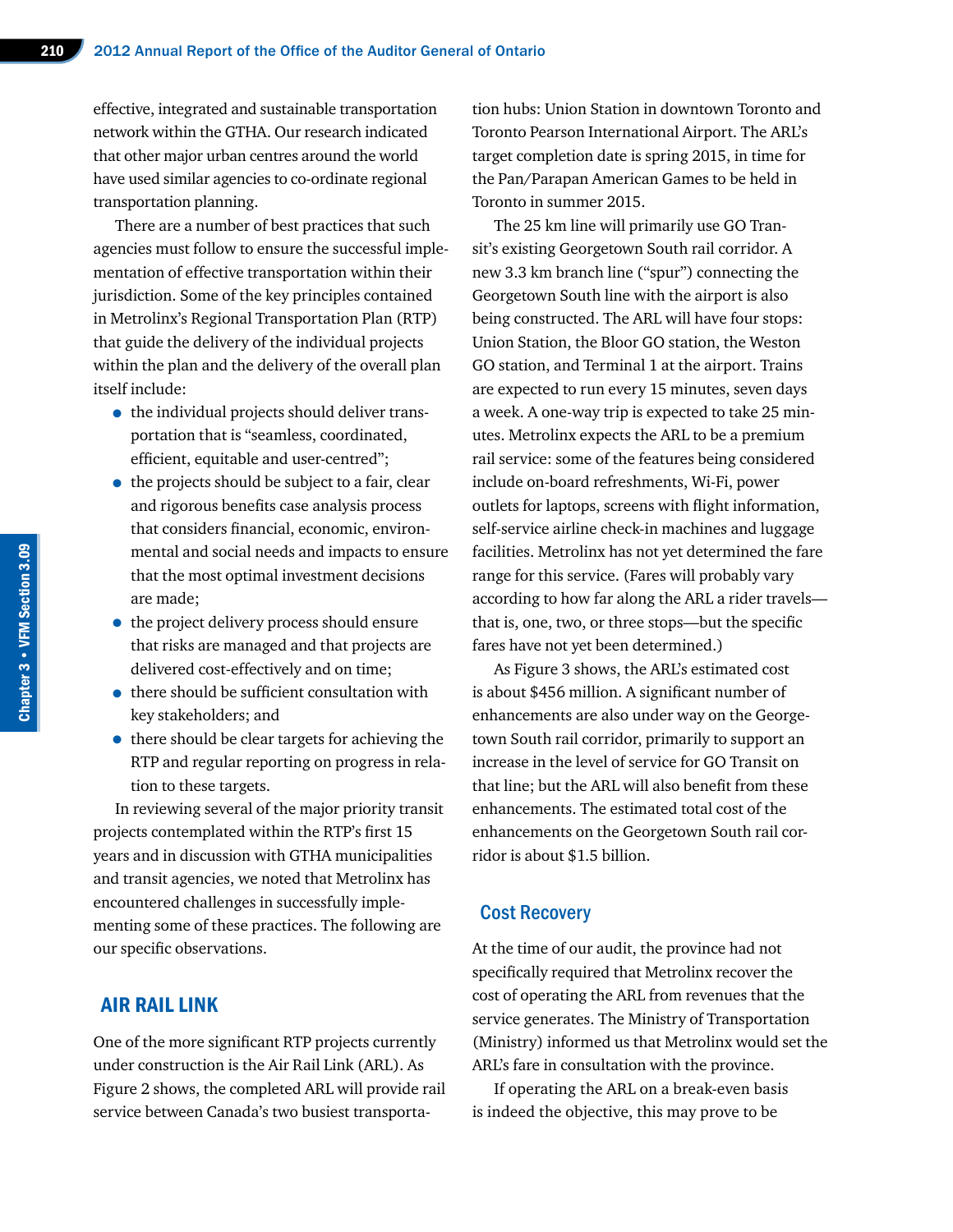effective, integrated and sustainable transportation network within the GTHA. Our research indicated that other major urban centres around the world have used similar agencies to co-ordinate regional transportation planning.

There are a number of best practices that such agencies must follow to ensure the successful implementation of effective transportation within their jurisdiction. Some of the key principles contained in Metrolinx's Regional Transportation Plan (RTP) that guide the delivery of the individual projects within the plan and the delivery of the overall plan itself include:

- the individual projects should deliver transportation that is "seamless, coordinated, efficient, equitable and user-centred";
- the projects should be subject to a fair, clear and rigorous benefits case analysis process that considers financial, economic, environmental and social needs and impacts to ensure that the most optimal investment decisions are made;
- the project delivery process should ensure that risks are managed and that projects are delivered cost-effectively and on time;
- there should be sufficient consultation with key stakeholders; and
- there should be clear targets for achieving the RTP and regular reporting on progress in relation to these targets.

In reviewing several of the major priority transit projects contemplated within the RTP's first 15 years and in discussion with GTHA municipalities and transit agencies, we noted that Metrolinx has encountered challenges in successfully implementing some of these practices. The following are our specific observations.

## AIR RAIL LINK

One of the more significant RTP projects currently under construction is the Air Rail Link (ARL). As Figure 2 shows, the completed ARL will provide rail service between Canada's two busiest transportation hubs: Union Station in downtown Toronto and Toronto Pearson International Airport. The ARL's target completion date is spring 2015, in time for the Pan/Parapan American Games to be held in Toronto in summer 2015.

The 25 km line will primarily use GO Transit's existing Georgetown South rail corridor. A new 3.3 km branch line ("spur") connecting the Georgetown South line with the airport is also being constructed. The ARL will have four stops: Union Station, the Bloor GO station, the Weston GO station, and Terminal 1 at the airport. Trains are expected to run every 15 minutes, seven days a week. A one-way trip is expected to take 25 minutes. Metrolinx expects the ARL to be a premium rail service: some of the features being considered include on-board refreshments, Wi-Fi, power outlets for laptops, screens with flight information, self-service airline check-in machines and luggage facilities. Metrolinx has not yet determined the fare range for this service. (Fares will probably vary according to how far along the ARL a rider travels—that is, one, two, or three stops—but the specific fares have not yet been determined.)

As Figure 3 shows, the ARL's estimated cost is about $456 million. A significant number of enhancements are also under way on the Georgetown South rail corridor, primarily to support an increase in the level of service for GO Transit on that line; but the ARL will also benefit from these enhancements. The estimated total cost of the enhancements on the Georgetown South rail corridor is about $1.5 billion.

### Cost Recovery

At the time of our audit, the province had not specifically required that Metrolinx recover the cost of operating the ARL from revenues that the service generates. The Ministry of Transportation (Ministry) informed us that Metrolinx would set the ARL's fare in consultation with the province.

If operating the ARL on a break-even basis is indeed the objective, this may prove to be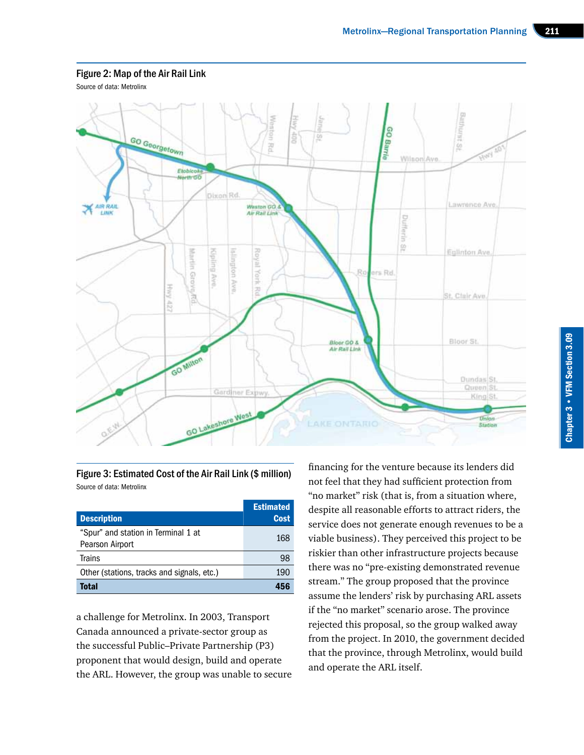**Figure 2: Map of the Air Rail Link**

Source of data: Metrolinx

**Figure 3: Estimated Cost of the Air Rail Link ($ million)**

Source of data: Metrolinx

| Description | Estimated Cost |
|---|---|
| "Spur" and station in Terminal 1 at Pearson Airport | 168 |
| Trains | 98 |
| Other (stations, tracks and signals, etc.) | 190 |
| **Total** | **456** |

a challenge for Metrolinx. In 2003, Transport Canada announced a private-sector group as the successful Public–Private Partnership (P3) proponent that would design, build and operate the ARL. However, the group was unable to secure financing for the venture because its lenders did not feel that they had sufficient protection from "no market" risk (that is, from a situation where, despite all reasonable efforts to attract riders, the service does not generate enough revenues to be a viable business). They perceived this project to be riskier than other infrastructure projects because there was no "pre-existing demonstrated revenue stream." The group proposed that the province assume the lenders' risk by purchasing ARL assets if the "no market" scenario arose. The province rejected this proposal, so the group walked away from the project. In 2010, the government decided that the province, through Metrolinx, would build and operate the ARL itself.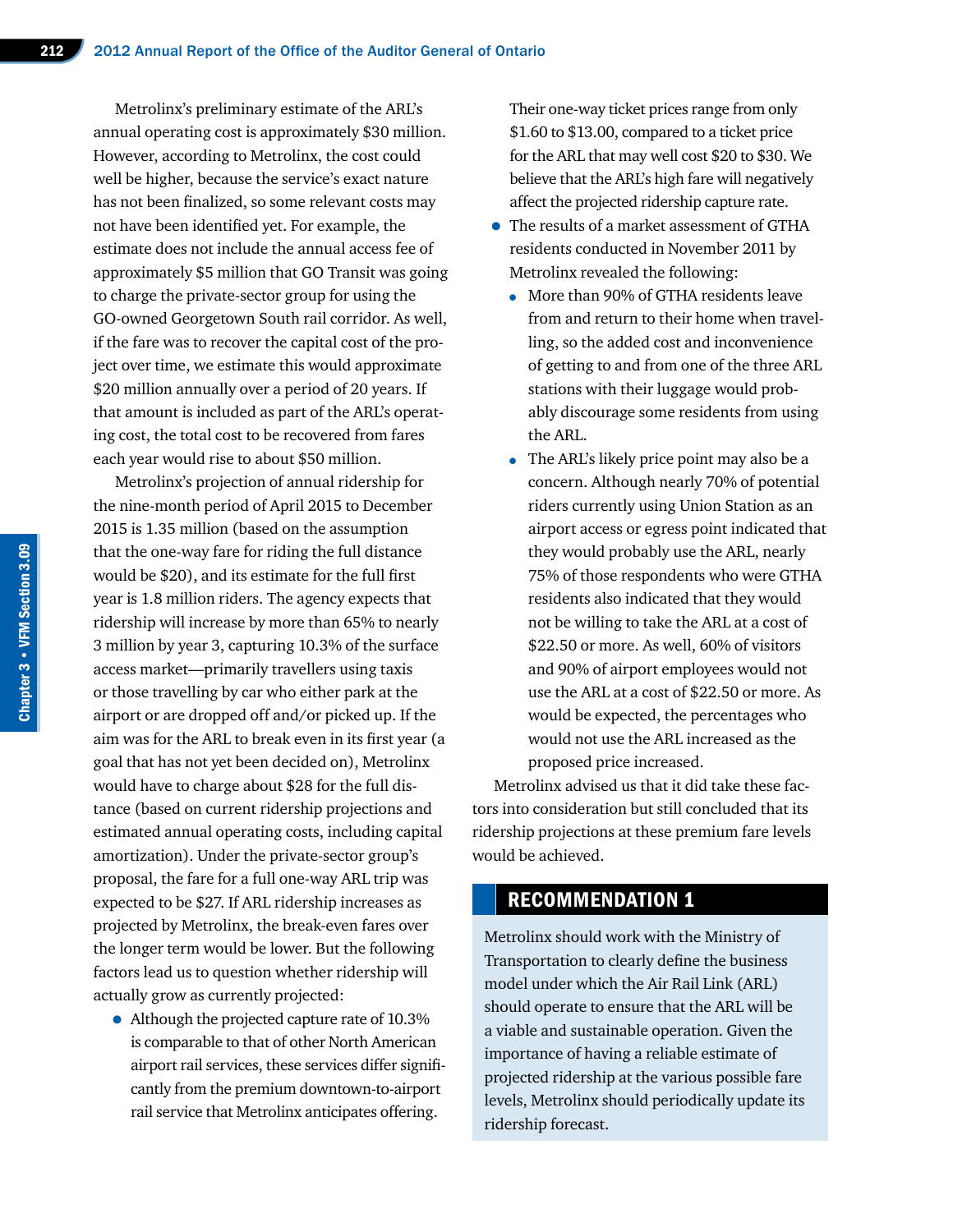Metrolinx's preliminary estimate of the ARL's annual operating cost is approximately $30 million. However, according to Metrolinx, the cost could well be higher, because the service's exact nature has not been finalized, so some relevant costs may not have been identified yet. For example, the estimate does not include the annual access fee of approximately $5 million that GO Transit was going to charge the private-sector group for using the GO-owned Georgetown South rail corridor. As well, if the fare was to recover the capital cost of the project over time, we estimate this would approximate $20 million annually over a period of 20 years. If that amount is included as part of the ARL's operating cost, the total cost to be recovered from fares each year would rise to about $50 million.

Metrolinx's projection of annual ridership for the nine-month period of April 2015 to December 2015 is 1.35 million (based on the assumption that the one-way fare for riding the full distance would be $20), and its estimate for the full first year is 1.8 million riders. The agency expects that ridership will increase by more than 65% to nearly 3 million by year 3, capturing 10.3% of the surface access market—primarily travellers using taxis or those travelling by car who either park at the airport or are dropped off and/or picked up. If the aim was for the ARL to break even in its first year (a goal that has not yet been decided on), Metrolinx would have to charge about $28 for the full distance (based on current ridership projections and estimated annual operating costs, including capital amortization). Under the private-sector group's proposal, the fare for a full one-way ARL trip was expected to be $27. If ARL ridership increases as projected by Metrolinx, the break-even fares over the longer term would be lower. But the following factors lead us to question whether ridership will actually grow as currently projected:

- Although the projected capture rate of 10.3% is comparable to that of other North American airport rail services, these services differ significantly from the premium downtown-to-airport rail service that Metrolinx anticipates offering. Their one-way ticket prices range from only $1.60 to $13.00, compared to a ticket price for the ARL that may well cost $20 to $30. We believe that the ARL's high fare will negatively affect the projected ridership capture rate.
- The results of a market assessment of GTHA residents conducted in November 2011 by Metrolinx revealed the following:
  - More than 90% of GTHA residents leave from and return to their home when travelling, so the added cost and inconvenience of getting to and from one of the three ARL stations with their luggage would probably discourage some residents from using the ARL.
  - The ARL's likely price point may also be a concern. Although nearly 70% of potential riders currently using Union Station as an airport access or egress point indicated that they would probably use the ARL, nearly 75% of those respondents who were GTHA residents also indicated that they would not be willing to take the ARL at a cost of $22.50 or more. As well, 60% of visitors and 90% of airport employees would not use the ARL at a cost of $22.50 or more. As would be expected, the percentages who would not use the ARL increased as the proposed price increased.

Metrolinx advised us that it did take these factors into consideration but still concluded that its ridership projections at these premium fare levels would be achieved.

## RECOMMENDATION 1

Metrolinx should work with the Ministry of Transportation to clearly define the business model under which the Air Rail Link (ARL) should operate to ensure that the ARL will be a viable and sustainable operation. Given the importance of having a reliable estimate of projected ridership at the various possible fare levels, Metrolinx should periodically update its ridership forecast.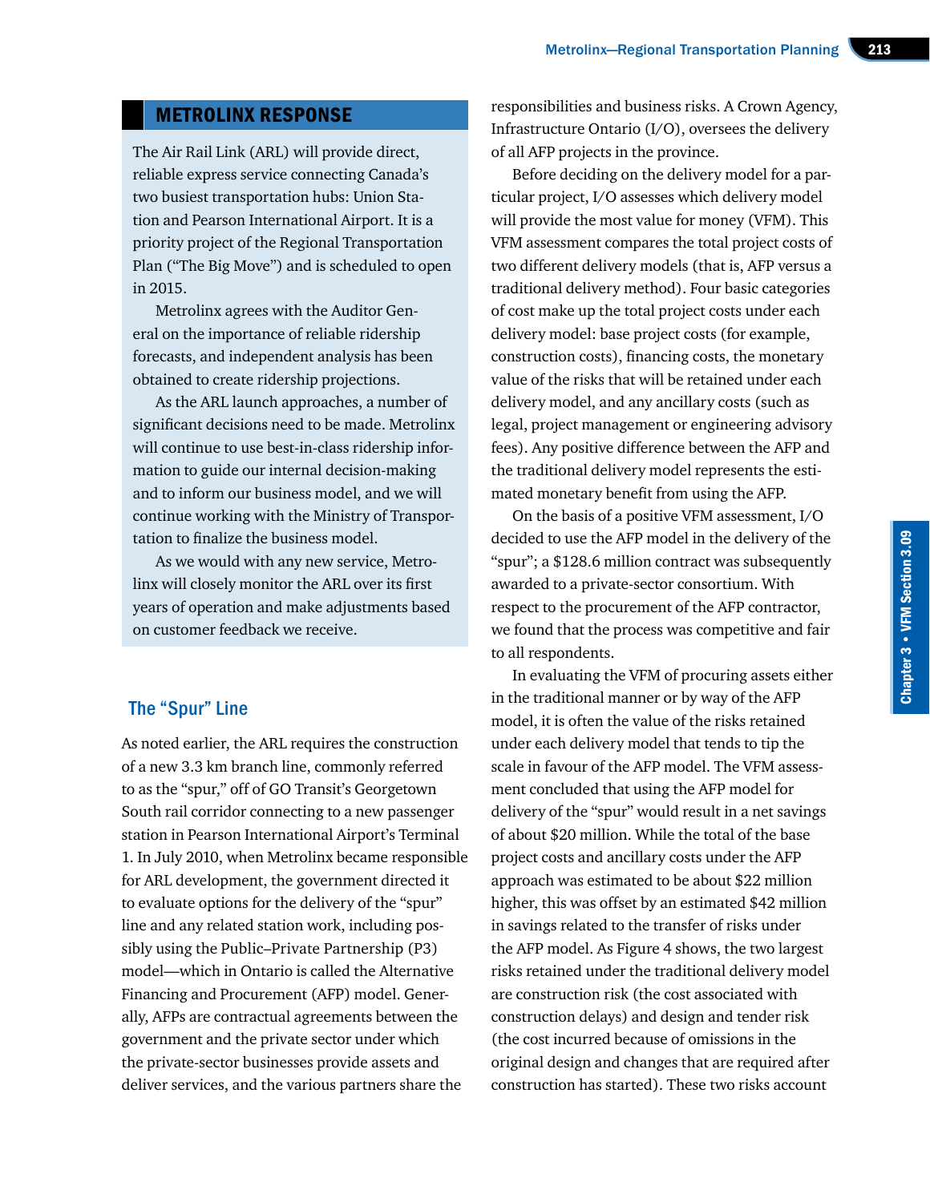## METROLINX RESPONSE

The Air Rail Link (ARL) will provide direct, reliable express service connecting Canada's two busiest transportation hubs: Union Station and Pearson International Airport. It is a priority project of the Regional Transportation Plan ("The Big Move") and is scheduled to open in 2015.

Metrolinx agrees with the Auditor General on the importance of reliable ridership forecasts, and independent analysis has been obtained to create ridership projections.

As the ARL launch approaches, a number of significant decisions need to be made. Metrolinx will continue to use best-in-class ridership information to guide our internal decision-making and to inform our business model, and we will continue working with the Ministry of Transportation to finalize the business model.

As we would with any new service, Metrolinx will closely monitor the ARL over its first years of operation and make adjustments based on customer feedback we receive.

### The "Spur" Line

As noted earlier, the ARL requires the construction of a new 3.3 km branch line, commonly referred to as the "spur," off of GO Transit's Georgetown South rail corridor connecting to a new passenger station in Pearson International Airport's Terminal 1. In July 2010, when Metrolinx became responsible for ARL development, the government directed it to evaluate options for the delivery of the "spur" line and any related station work, including possibly using the Public–Private Partnership (P3) model—which in Ontario is called the Alternative Financing and Procurement (AFP) model. Generally, AFPs are contractual agreements between the government and the private sector under which the private-sector businesses provide assets and deliver services, and the various partners share the responsibilities and business risks. A Crown Agency, Infrastructure Ontario (I/O), oversees the delivery of all AFP projects in the province.

Before deciding on the delivery model for a particular project, I/O assesses which delivery model will provide the most value for money (VFM). This VFM assessment compares the total project costs of two different delivery models (that is, AFP versus a traditional delivery method). Four basic categories of cost make up the total project costs under each delivery model: base project costs (for example, construction costs), financing costs, the monetary value of the risks that will be retained under each delivery model, and any ancillary costs (such as legal, project management or engineering advisory fees). Any positive difference between the AFP and the traditional delivery model represents the estimated monetary benefit from using the AFP.

On the basis of a positive VFM assessment, I/O decided to use the AFP model in the delivery of the "spur"; a $128.6 million contract was subsequently awarded to a private-sector consortium. With respect to the procurement of the AFP contractor, we found that the process was competitive and fair to all respondents.

In evaluating the VFM of procuring assets either in the traditional manner or by way of the AFP model, it is often the value of the risks retained under each delivery model that tends to tip the scale in favour of the AFP model. The VFM assessment concluded that using the AFP model for delivery of the "spur" would result in a net savings of about $20 million. While the total of the base project costs and ancillary costs under the AFP approach was estimated to be about $22 million higher, this was offset by an estimated $42 million in savings related to the transfer of risks under the AFP model. As Figure 4 shows, the two largest risks retained under the traditional delivery model are construction risk (the cost associated with construction delays) and design and tender risk (the cost incurred because of omissions in the original design and changes that are required after construction has started). These two risks account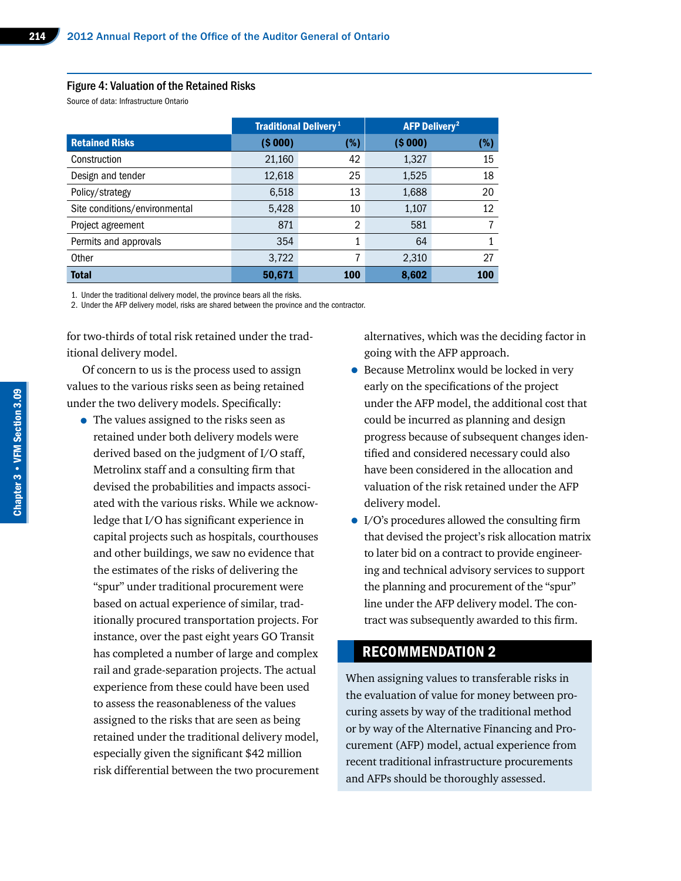### Figure 4: Valuation of the Retained Risks

Source of data: Infrastructure Ontario

| | Traditional Delivery[1] | | AFP Delivery[2] | |
|---|---|---|---|---|
| **Retained Risks** | **($ 000)** | **(%)** | **($ 000)** | **(%)** |
| Construction | 21,160 | 42 | 1,327 | 15 |
| Design and tender | 12,618 | 25 | 1,525 | 18 |
| Policy/strategy | 6,518 | 13 | 1,688 | 20 |
| Site conditions/environmental | 5,428 | 10 | 1,107 | 12 |
| Project agreement | 871 | 2 | 581 | 7 |
| Permits and approvals | 354 | 1 | 64 | 1 |
| Other | 3,722 | 7 | 2,310 | 27 |
| **Total** | **50,671** | **100** | **8,602** | **100** |

1. Under the traditional delivery model, the province bears all the risks.
2. Under the AFP delivery model, risks are shared between the province and the contractor.

for two-thirds of total risk retained under the traditional delivery model.

Of concern to us is the process used to assign values to the various risks seen as being retained under the two delivery models. Specifically:

- The values assigned to the risks seen as retained under both delivery models were derived based on the judgment of I/O staff, Metrolinx staff and a consulting firm that devised the probabilities and impacts associated with the various risks. While we acknowledge that I/O has significant experience in capital projects such as hospitals, courthouses and other buildings, we saw no evidence that the estimates of the risks of delivering the "spur" under traditional procurement were based on actual experience of similar, traditionally procured transportation projects. For instance, over the past eight years GO Transit has completed a number of large and complex rail and grade-separation projects. The actual experience from these could have been used to assess the reasonableness of the values assigned to the risks that are seen as being retained under the traditional delivery model, especially given the significant $42 million risk differential between the two procurement alternatives, which was the deciding factor in going with the AFP approach.
- Because Metrolinx would be locked in very early on the specifications of the project under the AFP model, the additional cost that could be incurred as planning and design progress because of subsequent changes identified and considered necessary could also have been considered in the allocation and valuation of the risk retained under the AFP delivery model.
- I/O's procedures allowed the consulting firm that devised the project's risk allocation matrix to later bid on a contract to provide engineering and technical advisory services to support the planning and procurement of the "spur" line under the AFP delivery model. The contract was subsequently awarded to this firm.

## RECOMMENDATION 2

When assigning values to transferable risks in the evaluation of value for money between procuring assets by way of the traditional method or by way of the Alternative Financing and Procurement (AFP) model, actual experience from recent traditional infrastructure procurements and AFPs should be thoroughly assessed.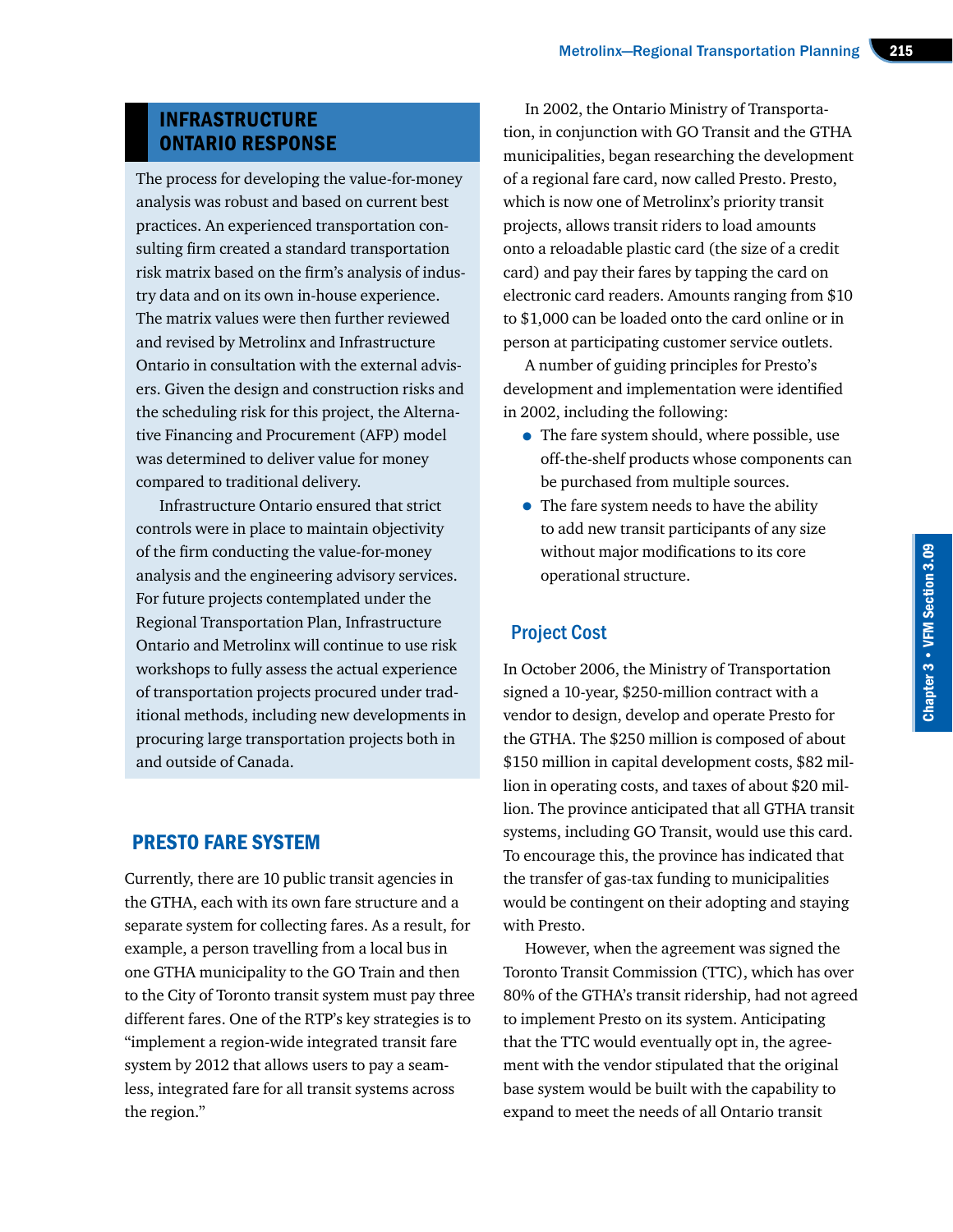## INFRASTRUCTURE ONTARIO RESPONSE

The process for developing the value-for-money analysis was robust and based on current best practices. An experienced transportation consulting firm created a standard transportation risk matrix based on the firm's analysis of industry data and on its own in-house experience. The matrix values were then further reviewed and revised by Metrolinx and Infrastructure Ontario in consultation with the external advisers. Given the design and construction risks and the scheduling risk for this project, the Alternative Financing and Procurement (AFP) model was determined to deliver value for money compared to traditional delivery.

Infrastructure Ontario ensured that strict controls were in place to maintain objectivity of the firm conducting the value-for-money analysis and the engineering advisory services. For future projects contemplated under the Regional Transportation Plan, Infrastructure Ontario and Metrolinx will continue to use risk workshops to fully assess the actual experience of transportation projects procured under traditional methods, including new developments in procuring large transportation projects both in and outside of Canada.

## PRESTO FARE SYSTEM

Currently, there are 10 public transit agencies in the GTHA, each with its own fare structure and a separate system for collecting fares. As a result, for example, a person travelling from a local bus in one GTHA municipality to the GO Train and then to the City of Toronto transit system must pay three different fares. One of the RTP's key strategies is to "implement a region-wide integrated transit fare system by 2012 that allows users to pay a seamless, integrated fare for all transit systems across the region."

In 2002, the Ontario Ministry of Transportation, in conjunction with GO Transit and the GTHA municipalities, began researching the development of a regional fare card, now called Presto. Presto, which is now one of Metrolinx's priority transit projects, allows transit riders to load amounts onto a reloadable plastic card (the size of a credit card) and pay their fares by tapping the card on electronic card readers. Amounts ranging from $10 to $1,000 can be loaded onto the card online or in person at participating customer service outlets.

A number of guiding principles for Presto's development and implementation were identified in 2002, including the following:

- The fare system should, where possible, use off-the-shelf products whose components can be purchased from multiple sources.
- The fare system needs to have the ability to add new transit participants of any size without major modifications to its core operational structure.

### Project Cost

In October 2006, the Ministry of Transportation signed a 10-year, $250-million contract with a vendor to design, develop and operate Presto for the GTHA. The $250 million is composed of about $150 million in capital development costs, $82 million in operating costs, and taxes of about $20 million. The province anticipated that all GTHA transit systems, including GO Transit, would use this card. To encourage this, the province has indicated that the transfer of gas-tax funding to municipalities would be contingent on their adopting and staying with Presto.

However, when the agreement was signed the Toronto Transit Commission (TTC), which has over 80% of the GTHA's transit ridership, had not agreed to implement Presto on its system. Anticipating that the TTC would eventually opt in, the agreement with the vendor stipulated that the original base system would be built with the capability to expand to meet the needs of all Ontario transit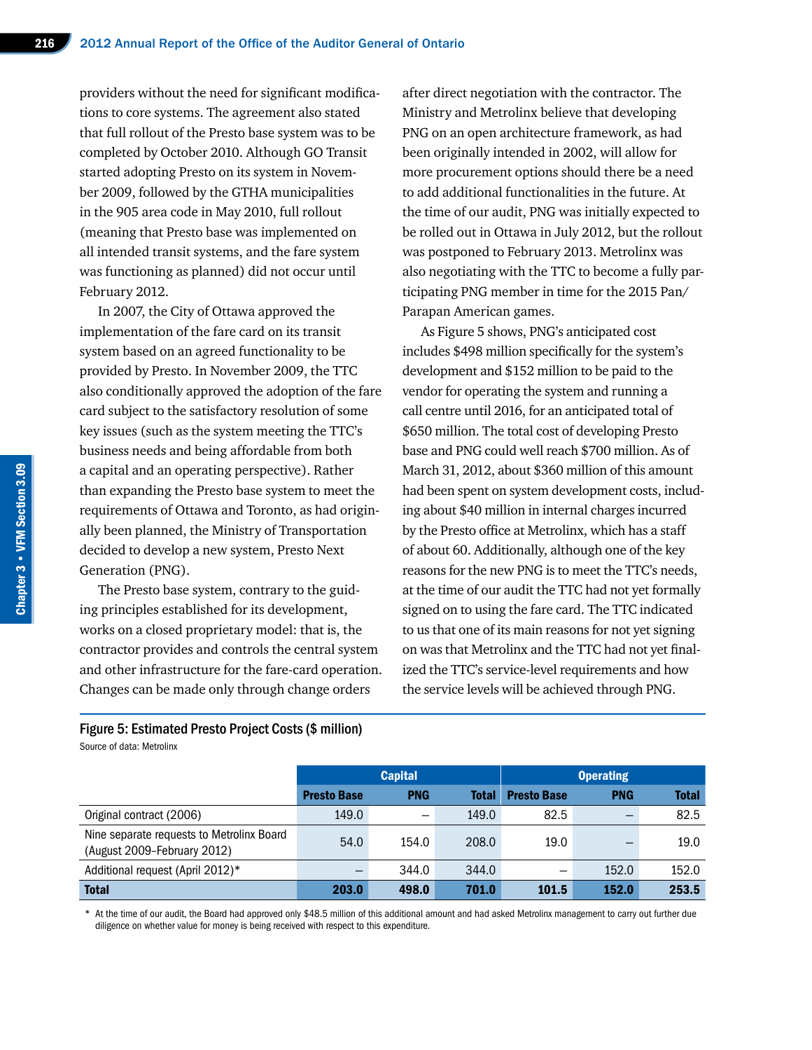providers without the need for significant modifications to core systems. The agreement also stated that full rollout of the Presto base system was to be completed by October 2010. Although GO Transit started adopting Presto on its system in November 2009, followed by the GTHA municipalities in the 905 area code in May 2010, full rollout (meaning that Presto base was implemented on all intended transit systems, and the fare system was functioning as planned) did not occur until February 2012.

In 2007, the City of Ottawa approved the implementation of the fare card on its transit system based on an agreed functionality to be provided by Presto. In November 2009, the TTC also conditionally approved the adoption of the fare card subject to the satisfactory resolution of some key issues (such as the system meeting the TTC's business needs and being affordable from both a capital and an operating perspective). Rather than expanding the Presto base system to meet the requirements of Ottawa and Toronto, as had originally been planned, the Ministry of Transportation decided to develop a new system, Presto Next Generation (PNG).

The Presto base system, contrary to the guiding principles established for its development, works on a closed proprietary model: that is, the contractor provides and controls the central system and other infrastructure for the fare-card operation. Changes can be made only through change orders after direct negotiation with the contractor. The Ministry and Metrolinx believe that developing PNG on an open architecture framework, as had been originally intended in 2002, will allow for more procurement options should there be a need to add additional functionalities in the future. At the time of our audit, PNG was initially expected to be rolled out in Ottawa in July 2012, but the rollout was postponed to February 2013. Metrolinx was also negotiating with the TTC to become a fully participating PNG member in time for the 2015 Pan/Parapan American games.

As Figure 5 shows, PNG's anticipated cost includes $498 million specifically for the system's development and $152 million to be paid to the vendor for operating the system and running a call centre until 2016, for an anticipated total of $650 million. The total cost of developing Presto base and PNG could well reach $700 million. As of March 31, 2012, about $360 million of this amount had been spent on system development costs, including about $40 million in internal charges incurred by the Presto office at Metrolinx, which has a staff of about 60. Additionally, although one of the key reasons for the new PNG is to meet the TTC's needs, at the time of our audit the TTC had not yet formally signed on to using the fare card. The TTC indicated to us that one of its main reasons for not yet signing on was that Metrolinx and the TTC had not yet finalized the TTC's service-level requirements and how the service levels will be achieved through PNG.

**Figure 5: Estimated Presto Project Costs ($ million)**
Source of data: Metrolinx

| | Capital | | | Operating | | |
|---|---|---|---|---|---|---|
| | **Presto Base** | **PNG** | **Total** | **Presto Base** | **PNG** | **Total** |
| Original contract (2006) | 149.0 | – | 149.0 | 82.5 | – | 82.5 |
| Nine separate requests to Metrolinx Board (August 2009–February 2012) | 54.0 | 154.0 | 208.0 | 19.0 | – | 19.0 |
| Additional request (April 2012)* | – | 344.0 | 344.0 | – | 152.0 | 152.0 |
| **Total** | **203.0** | **498.0** | **701.0** | **101.5** | **152.0** | **253.5** |

* At the time of our audit, the Board had approved only $48.5 million of this additional amount and had asked Metrolinx management to carry out further due diligence on whether value for money is being received with respect to this expenditure.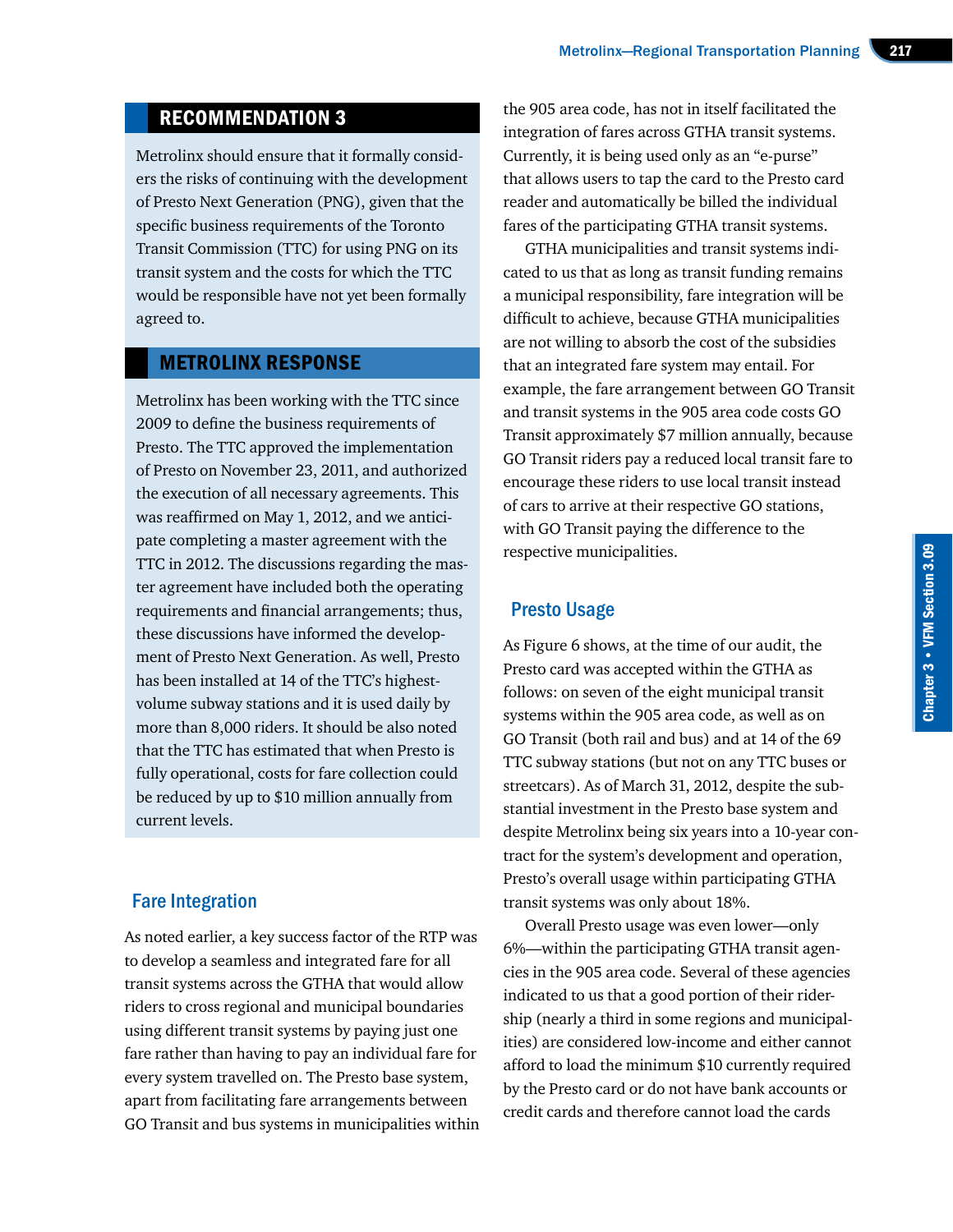## RECOMMENDATION 3

Metrolinx should ensure that it formally considers the risks of continuing with the development of Presto Next Generation (PNG), given that the specific business requirements of the Toronto Transit Commission (TTC) for using PNG on its transit system and the costs for which the TTC would be responsible have not yet been formally agreed to.

## METROLINX RESPONSE

Metrolinx has been working with the TTC since 2009 to define the business requirements of Presto. The TTC approved the implementation of Presto on November 23, 2011, and authorized the execution of all necessary agreements. This was reaffirmed on May 1, 2012, and we anticipate completing a master agreement with the TTC in 2012. The discussions regarding the master agreement have included both the operating requirements and financial arrangements; thus, these discussions have informed the development of Presto Next Generation. As well, Presto has been installed at 14 of the TTC's highest-volume subway stations and it is used daily by more than 8,000 riders. It should be also noted that the TTC has estimated that when Presto is fully operational, costs for fare collection could be reduced by up to $10 million annually from current levels.

### Fare Integration

As noted earlier, a key success factor of the RTP was to develop a seamless and integrated fare for all transit systems across the GTHA that would allow riders to cross regional and municipal boundaries using different transit systems by paying just one fare rather than having to pay an individual fare for every system travelled on. The Presto base system, apart from facilitating fare arrangements between GO Transit and bus systems in municipalities within the 905 area code, has not in itself facilitated the integration of fares across GTHA transit systems. Currently, it is being used only as an "e-purse" that allows users to tap the card to the Presto card reader and automatically be billed the individual fares of the participating GTHA transit systems.

GTHA municipalities and transit systems indicated to us that as long as transit funding remains a municipal responsibility, fare integration will be difficult to achieve, because GTHA municipalities are not willing to absorb the cost of the subsidies that an integrated fare system may entail. For example, the fare arrangement between GO Transit and transit systems in the 905 area code costs GO Transit approximately $7 million annually, because GO Transit riders pay a reduced local transit fare to encourage these riders to use local transit instead of cars to arrive at their respective GO stations, with GO Transit paying the difference to the respective municipalities.

### Presto Usage

As Figure 6 shows, at the time of our audit, the Presto card was accepted within the GTHA as follows: on seven of the eight municipal transit systems within the 905 area code, as well as on GO Transit (both rail and bus) and at 14 of the 69 TTC subway stations (but not on any TTC buses or streetcars). As of March 31, 2012, despite the substantial investment in the Presto base system and despite Metrolinx being six years into a 10-year contract for the system's development and operation, Presto's overall usage within participating GTHA transit systems was only about 18%.

Overall Presto usage was even lower—only 6%—within the participating GTHA transit agencies in the 905 area code. Several of these agencies indicated to us that a good portion of their ridership (nearly a third in some regions and municipalities) are considered low-income and either cannot afford to load the minimum $10 currently required by the Presto card or do not have bank accounts or credit cards and therefore cannot load the cards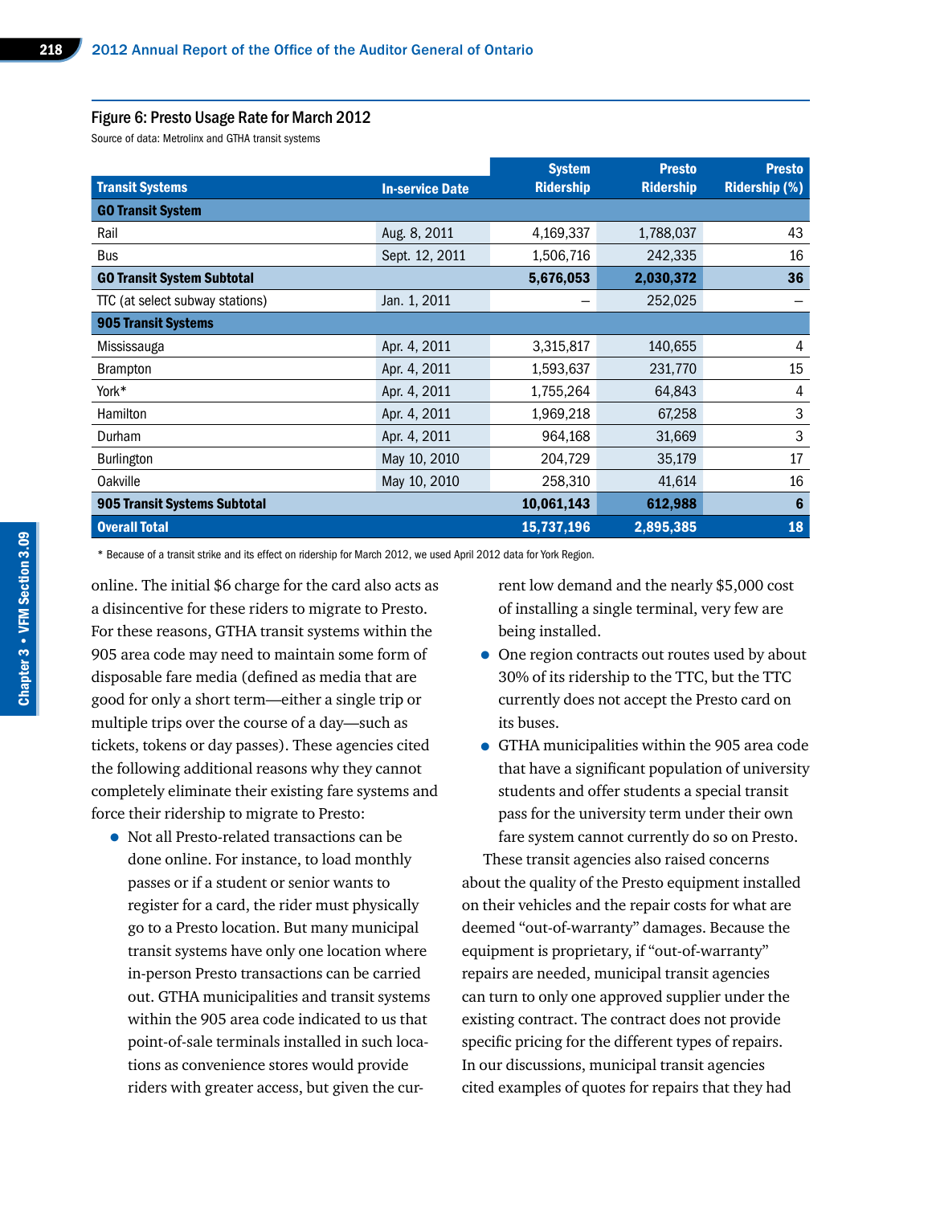#### Figure 6: Presto Usage Rate for March 2012

Source of data: Metrolinx and GTHA transit systems

| Transit Systems | In-service Date | System Ridership | Presto Ridership | Presto Ridership (%) |
|---|---|---|---|---|
| **GO Transit System** | | | | |
| Rail | Aug. 8, 2011 | 4,169,337 | 1,788,037 | 43 |
| Bus | Sept. 12, 2011 | 1,506,716 | 242,335 | 16 |
| **GO Transit System Subtotal** | | **5,676,053** | **2,030,372** | **36** |
| TTC (at select subway stations) | Jan. 1, 2011 | – | 252,025 | – |
| **905 Transit Systems** | | | | |
| Mississauga | Apr. 4, 2011 | 3,315,817 | 140,655 | 4 |
| Brampton | Apr. 4, 2011 | 1,593,637 | 231,770 | 15 |
| York* | Apr. 4, 2011 | 1,755,264 | 64,843 | 4 |
| Hamilton | Apr. 4, 2011 | 1,969,218 | 67,258 | 3 |
| Durham | Apr. 4, 2011 | 964,168 | 31,669 | 3 |
| Burlington | May 10, 2010 | 204,729 | 35,179 | 17 |
| Oakville | May 10, 2010 | 258,310 | 41,614 | 16 |
| **905 Transit Systems Subtotal** | | **10,061,143** | **612,988** | **6** |
| **Overall Total** | | **15,737,196** | **2,895,385** | **18** |

* Because of a transit strike and its effect on ridership for March 2012, we used April 2012 data for York Region.

online. The initial $6 charge for the card also acts as a disincentive for these riders to migrate to Presto. For these reasons, GTHA transit systems within the 905 area code may need to maintain some form of disposable fare media (defined as media that are good for only a short term—either a single trip or multiple trips over the course of a day—such as tickets, tokens or day passes). These agencies cited the following additional reasons why they cannot completely eliminate their existing fare systems and force their ridership to migrate to Presto:

- Not all Presto-related transactions can be done online. For instance, to load monthly passes or if a student or senior wants to register for a card, the rider must physically go to a Presto location. But many municipal transit systems have only one location where in-person Presto transactions can be carried out. GTHA municipalities and transit systems within the 905 area code indicated to us that point-of-sale terminals installed in such locations as convenience stores would provide riders with greater access, but given the current low demand and the nearly $5,000 cost of installing a single terminal, very few are being installed.
- One region contracts out routes used by about 30% of its ridership to the TTC, but the TTC currently does not accept the Presto card on its buses.
- GTHA municipalities within the 905 area code that have a significant population of university students and offer students a special transit pass for the university term under their own fare system cannot currently do so on Presto.

These transit agencies also raised concerns about the quality of the Presto equipment installed on their vehicles and the repair costs for what are deemed "out-of-warranty" damages. Because the equipment is proprietary, if "out-of-warranty" repairs are needed, municipal transit agencies can turn to only one approved supplier under the existing contract. The contract does not provide specific pricing for the different types of repairs. In our discussions, municipal transit agencies cited examples of quotes for repairs that they had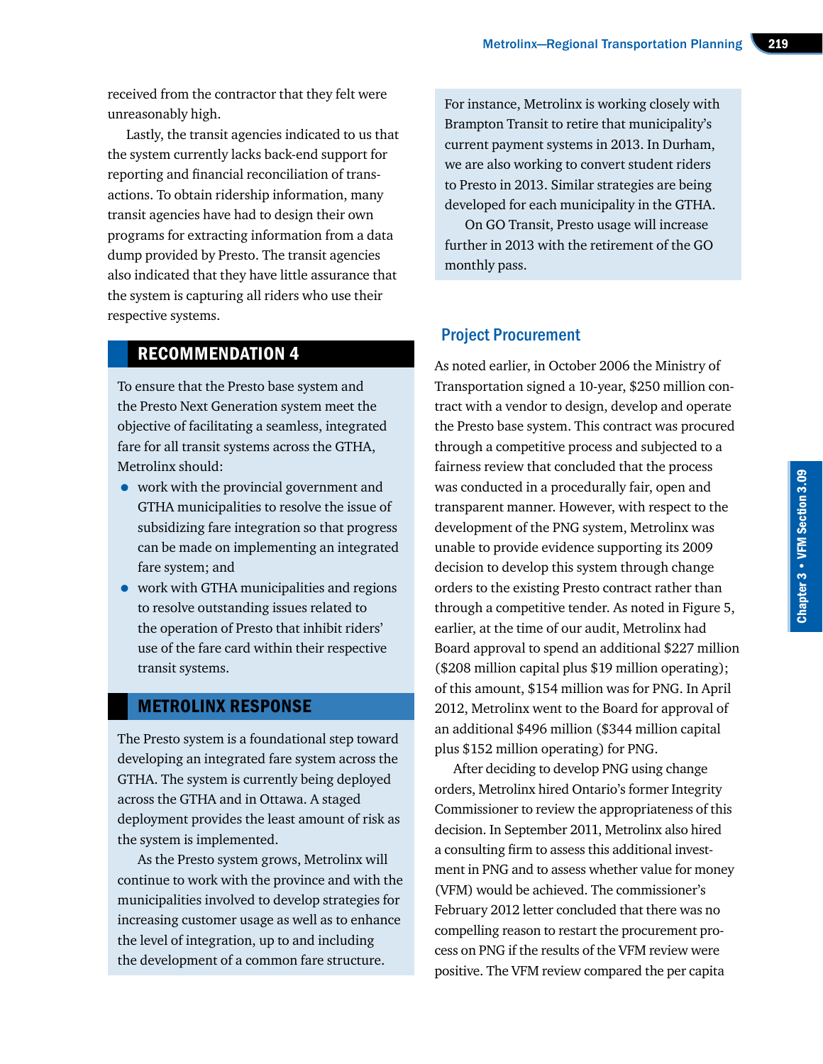received from the contractor that they felt were unreasonably high.

Lastly, the transit agencies indicated to us that the system currently lacks back-end support for reporting and financial reconciliation of transactions. To obtain ridership information, many transit agencies have had to design their own programs for extracting information from a data dump provided by Presto. The transit agencies also indicated that they have little assurance that the system is capturing all riders who use their respective systems.

## RECOMMENDATION 4

To ensure that the Presto base system and the Presto Next Generation system meet the objective of facilitating a seamless, integrated fare for all transit systems across the GTHA, Metrolinx should:

- work with the provincial government and GTHA municipalities to resolve the issue of subsidizing fare integration so that progress can be made on implementing an integrated fare system; and
- work with GTHA municipalities and regions to resolve outstanding issues related to the operation of Presto that inhibit riders' use of the fare card within their respective transit systems.

## METROLINX RESPONSE

The Presto system is a foundational step toward developing an integrated fare system across the GTHA. The system is currently being deployed across the GTHA and in Ottawa. A staged deployment provides the least amount of risk as the system is implemented.

As the Presto system grows, Metrolinx will continue to work with the province and with the municipalities involved to develop strategies for increasing customer usage as well as to enhance the level of integration, up to and including the development of a common fare structure.

For instance, Metrolinx is working closely with Brampton Transit to retire that municipality's current payment systems in 2013. In Durham, we are also working to convert student riders to Presto in 2013. Similar strategies are being developed for each municipality in the GTHA.

On GO Transit, Presto usage will increase further in 2013 with the retirement of the GO monthly pass.

## Project Procurement

As noted earlier, in October 2006 the Ministry of Transportation signed a 10-year, $250 million contract with a vendor to design, develop and operate the Presto base system. This contract was procured through a competitive process and subjected to a fairness review that concluded that the process was conducted in a procedurally fair, open and transparent manner. However, with respect to the development of the PNG system, Metrolinx was unable to provide evidence supporting its 2009 decision to develop this system through change orders to the existing Presto contract rather than through a competitive tender. As noted in Figure 5, earlier, at the time of our audit, Metrolinx had Board approval to spend an additional $227 million ($208 million capital plus $19 million operating); of this amount, $154 million was for PNG. In April 2012, Metrolinx went to the Board for approval of an additional $496 million ($344 million capital plus $152 million operating) for PNG.

After deciding to develop PNG using change orders, Metrolinx hired Ontario's former Integrity Commissioner to review the appropriateness of this decision. In September 2011, Metrolinx also hired a consulting firm to assess this additional investment in PNG and to assess whether value for money (VFM) would be achieved. The commissioner's February 2012 letter concluded that there was no compelling reason to restart the procurement process on PNG if the results of the VFM review were positive. The VFM review compared the per capita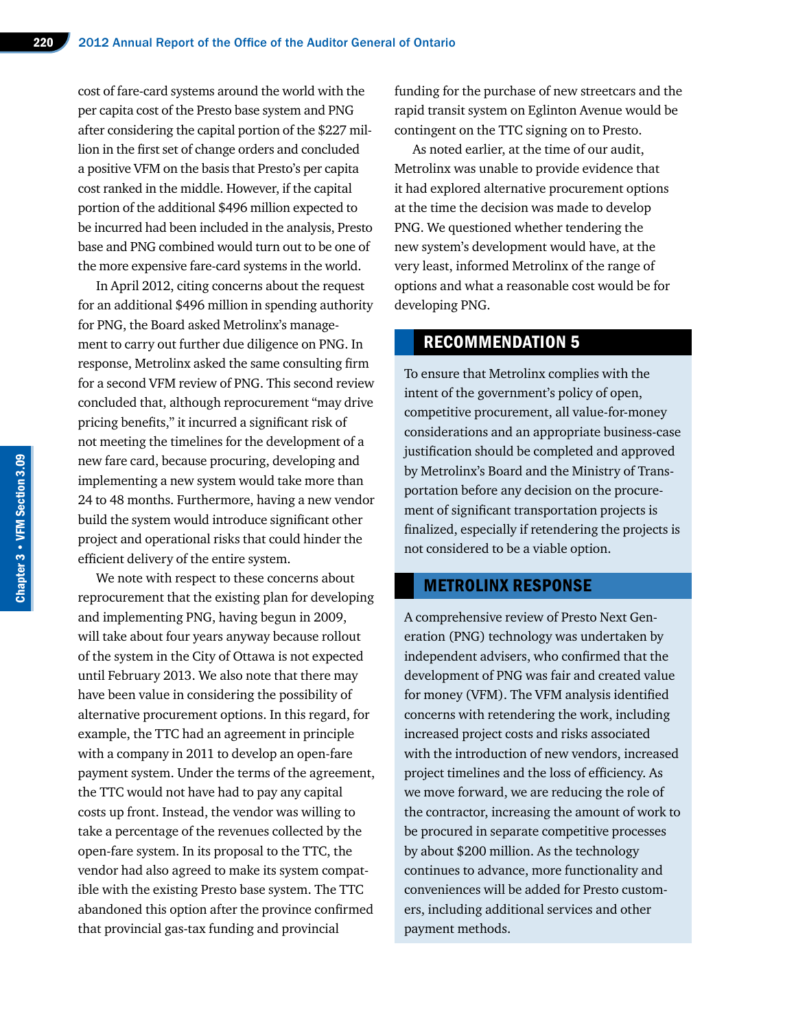cost of fare-card systems around the world with the per capita cost of the Presto base system and PNG after considering the capital portion of the $227 million in the first set of change orders and concluded a positive VFM on the basis that Presto's per capita cost ranked in the middle. However, if the capital portion of the additional $496 million expected to be incurred had been included in the analysis, Presto base and PNG combined would turn out to be one of the more expensive fare-card systems in the world.

In April 2012, citing concerns about the request for an additional $496 million in spending authority for PNG, the Board asked Metrolinx's management to carry out further due diligence on PNG. In response, Metrolinx asked the same consulting firm for a second VFM review of PNG. This second review concluded that, although reprocurement "may drive pricing benefits," it incurred a significant risk of not meeting the timelines for the development of a new fare card, because procuring, developing and implementing a new system would take more than 24 to 48 months. Furthermore, having a new vendor build the system would introduce significant other project and operational risks that could hinder the efficient delivery of the entire system.

We note with respect to these concerns about reprocurement that the existing plan for developing and implementing PNG, having begun in 2009, will take about four years anyway because rollout of the system in the City of Ottawa is not expected until February 2013. We also note that there may have been value in considering the possibility of alternative procurement options. In this regard, for example, the TTC had an agreement in principle with a company in 2011 to develop an open-fare payment system. Under the terms of the agreement, the TTC would not have had to pay any capital costs up front. Instead, the vendor was willing to take a percentage of the revenues collected by the open-fare system. In its proposal to the TTC, the vendor had also agreed to make its system compatible with the existing Presto base system. The TTC abandoned this option after the province confirmed that provincial gas-tax funding and provincial funding for the purchase of new streetcars and the rapid transit system on Eglinton Avenue would be contingent on the TTC signing on to Presto.

As noted earlier, at the time of our audit, Metrolinx was unable to provide evidence that it had explored alternative procurement options at the time the decision was made to develop PNG. We questioned whether tendering the new system's development would have, at the very least, informed Metrolinx of the range of options and what a reasonable cost would be for developing PNG.

## RECOMMENDATION 5

To ensure that Metrolinx complies with the intent of the government's policy of open, competitive procurement, all value-for-money considerations and an appropriate business-case justification should be completed and approved by Metrolinx's Board and the Ministry of Transportation before any decision on the procurement of significant transportation projects is finalized, especially if retendering the projects is not considered to be a viable option.

## METROLINX RESPONSE

A comprehensive review of Presto Next Generation (PNG) technology was undertaken by independent advisers, who confirmed that the development of PNG was fair and created value for money (VFM). The VFM analysis identified concerns with retendering the work, including increased project costs and risks associated with the introduction of new vendors, increased project timelines and the loss of efficiency. As we move forward, we are reducing the role of the contractor, increasing the amount of work to be procured in separate competitive processes by about $200 million. As the technology continues to advance, more functionality and conveniences will be added for Presto customers, including additional services and other payment methods.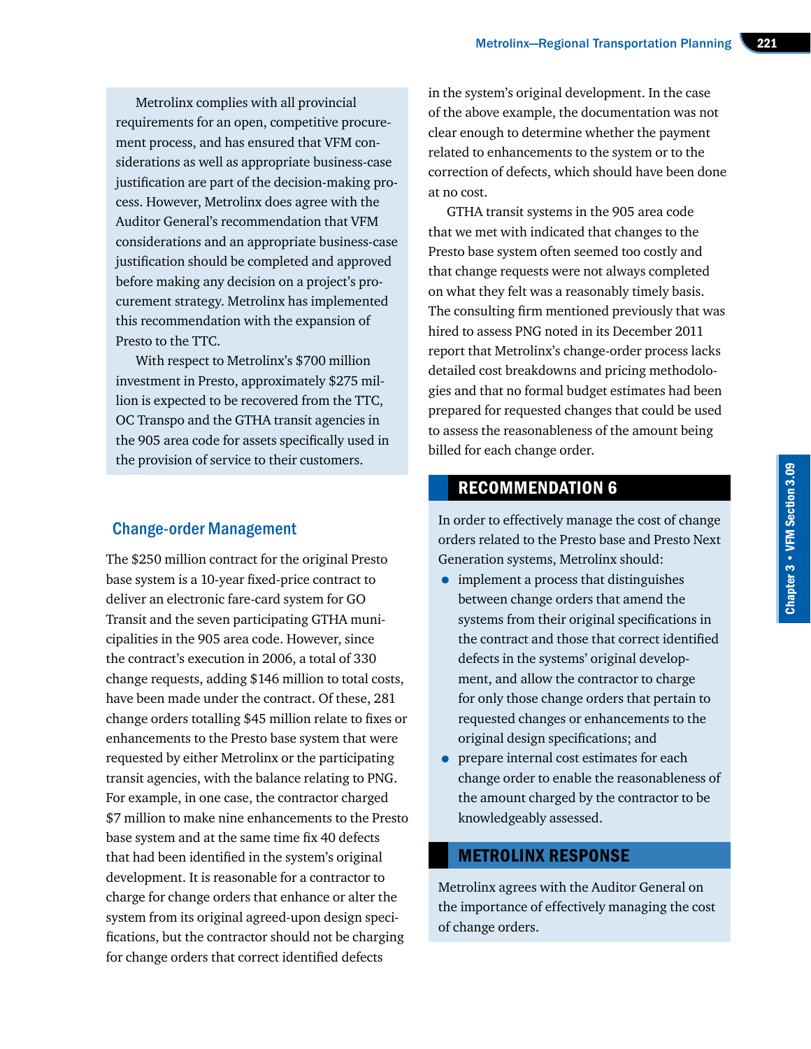Metrolinx complies with all provincial requirements for an open, competitive procurement process, and has ensured that VFM considerations as well as appropriate business-case justification are part of the decision-making process. However, Metrolinx does agree with the Auditor General's recommendation that VFM considerations and an appropriate business-case justification should be completed and approved before making any decision on a project's procurement strategy. Metrolinx has implemented this recommendation with the expansion of Presto to the TTC.

With respect to Metrolinx's $700 million investment in Presto, approximately $275 million is expected to be recovered from the TTC, OC Transpo and the GTHA transit agencies in the 905 area code for assets specifically used in the provision of service to their customers.

## Change-order Management

The $250 million contract for the original Presto base system is a 10-year fixed-price contract to deliver an electronic fare-card system for GO Transit and the seven participating GTHA municipalities in the 905 area code. However, since the contract's execution in 2006, a total of 330 change requests, adding $146 million to total costs, have been made under the contract. Of these, 281 change orders totalling $45 million relate to fixes or enhancements to the Presto base system that were requested by either Metrolinx or the participating transit agencies, with the balance relating to PNG. For example, in one case, the contractor charged $7 million to make nine enhancements to the Presto base system and at the same time fix 40 defects that had been identified in the system's original development. It is reasonable for a contractor to charge for change orders that enhance or alter the system from its original agreed-upon design specifications, but the contractor should not be charging for change orders that correct identified defects in the system's original development. In the case of the above example, the documentation was not clear enough to determine whether the payment related to enhancements to the system or to the correction of defects, which should have been done at no cost.

GTHA transit systems in the 905 area code that we met with indicated that changes to the Presto base system often seemed too costly and that change requests were not always completed on what they felt was a reasonably timely basis. The consulting firm mentioned previously that was hired to assess PNG noted in its December 2011 report that Metrolinx's change-order process lacks detailed cost breakdowns and pricing methodologies and that no formal budget estimates had been prepared for requested changes that could be used to assess the reasonableness of the amount being billed for each change order.

### RECOMMENDATION 6

In order to effectively manage the cost of change orders related to the Presto base and Presto Next Generation systems, Metrolinx should:

- implement a process that distinguishes between change orders that amend the systems from their original specifications in the contract and those that correct identified defects in the systems' original development, and allow the contractor to charge for only those change orders that pertain to requested changes or enhancements to the original design specifications; and
- prepare internal cost estimates for each change order to enable the reasonableness of the amount charged by the contractor to be knowledgeably assessed.

### METROLINX RESPONSE

Metrolinx agrees with the Auditor General on the importance of effectively managing the cost of change orders.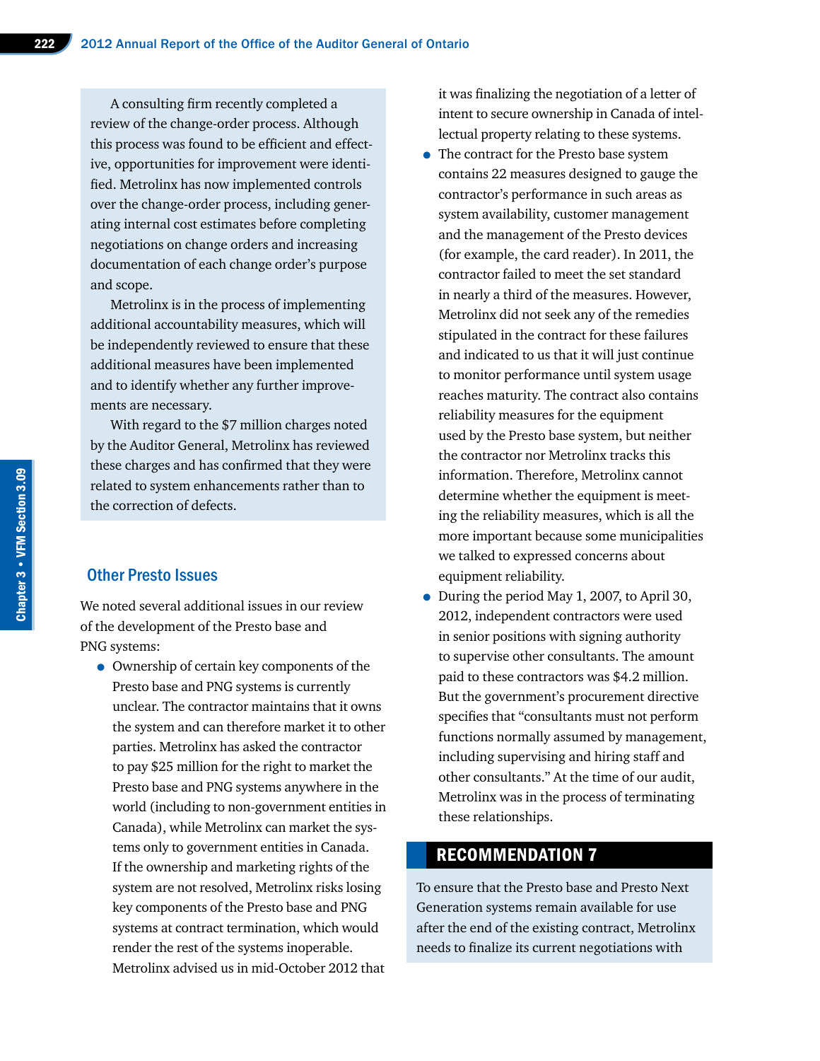A consulting firm recently completed a review of the change-order process. Although this process was found to be efficient and effective, opportunities for improvement were identified. Metrolinx has now implemented controls over the change-order process, including generating internal cost estimates before completing negotiations on change orders and increasing documentation of each change order's purpose and scope.

Metrolinx is in the process of implementing additional accountability measures, which will be independently reviewed to ensure that these additional measures have been implemented and to identify whether any further improvements are necessary.

With regard to the $7 million charges noted by the Auditor General, Metrolinx has reviewed these charges and has confirmed that they were related to system enhancements rather than to the correction of defects.

## Other Presto Issues

We noted several additional issues in our review of the development of the Presto base and PNG systems:

- Ownership of certain key components of the Presto base and PNG systems is currently unclear. The contractor maintains that it owns the system and can therefore market it to other parties. Metrolinx has asked the contractor to pay $25 million for the right to market the Presto base and PNG systems anywhere in the world (including to non-government entities in Canada), while Metrolinx can market the systems only to government entities in Canada. If the ownership and marketing rights of the system are not resolved, Metrolinx risks losing key components of the Presto base and PNG systems at contract termination, which would render the rest of the systems inoperable. Metrolinx advised us in mid-October 2012 that it was finalizing the negotiation of a letter of intent to secure ownership in Canada of intellectual property relating to these systems.
- The contract for the Presto base system contains 22 measures designed to gauge the contractor's performance in such areas as system availability, customer management and the management of the Presto devices (for example, the card reader). In 2011, the contractor failed to meet the set standard in nearly a third of the measures. However, Metrolinx did not seek any of the remedies stipulated in the contract for these failures and indicated to us that it will just continue to monitor performance until system usage reaches maturity. The contract also contains reliability measures for the equipment used by the Presto base system, but neither the contractor nor Metrolinx tracks this information. Therefore, Metrolinx cannot determine whether the equipment is meeting the reliability measures, which is all the more important because some municipalities we talked to expressed concerns about equipment reliability.
- During the period May 1, 2007, to April 30, 2012, independent contractors were used in senior positions with signing authority to supervise other consultants. The amount paid to these contractors was $4.2 million. But the government's procurement directive specifies that "consultants must not perform functions normally assumed by management, including supervising and hiring staff and other consultants." At the time of our audit, Metrolinx was in the process of terminating these relationships.

## RECOMMENDATION 7

To ensure that the Presto base and Presto Next Generation systems remain available for use after the end of the existing contract, Metrolinx needs to finalize its current negotiations with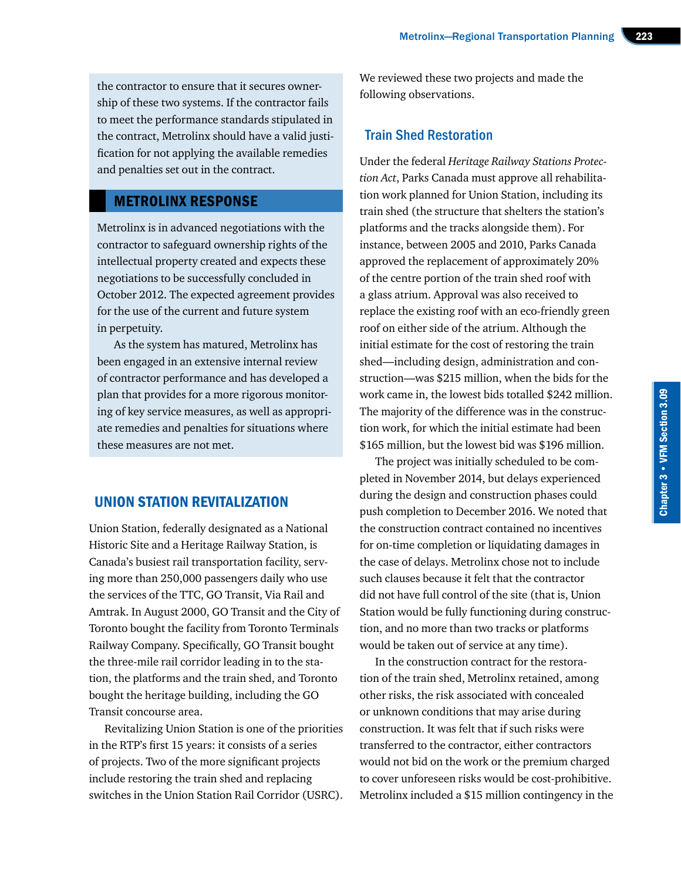the contractor to ensure that it secures ownership of these two systems. If the contractor fails to meet the performance standards stipulated in the contract, Metrolinx should have a valid justification for not applying the available remedies and penalties set out in the contract.

## METROLINX RESPONSE

Metrolinx is in advanced negotiations with the contractor to safeguard ownership rights of the intellectual property created and expects these negotiations to be successfully concluded in October 2012. The expected agreement provides for the use of the current and future system in perpetuity.

As the system has matured, Metrolinx has been engaged in an extensive internal review of contractor performance and has developed a plan that provides for a more rigorous monitoring of key service measures, as well as appropriate remedies and penalties for situations where these measures are not met.

## UNION STATION REVITALIZATION

Union Station, federally designated as a National Historic Site and a Heritage Railway Station, is Canada's busiest rail transportation facility, serving more than 250,000 passengers daily who use the services of the TTC, GO Transit, Via Rail and Amtrak. In August 2000, GO Transit and the City of Toronto bought the facility from Toronto Terminals Railway Company. Specifically, GO Transit bought the three-mile rail corridor leading in to the station, the platforms and the train shed, and Toronto bought the heritage building, including the GO Transit concourse area.

Revitalizing Union Station is one of the priorities in the RTP's first 15 years: it consists of a series of projects. Two of the more significant projects include restoring the train shed and replacing switches in the Union Station Rail Corridor (USRC).

We reviewed these two projects and made the following observations.

### Train Shed Restoration

Under the federal *Heritage Railway Stations Protection Act*, Parks Canada must approve all rehabilitation work planned for Union Station, including its train shed (the structure that shelters the station's platforms and the tracks alongside them). For instance, between 2005 and 2010, Parks Canada approved the replacement of approximately 20% of the centre portion of the train shed roof with a glass atrium. Approval was also received to replace the existing roof with an eco-friendly green roof on either side of the atrium. Although the initial estimate for the cost of restoring the train shed—including design, administration and construction—was $215 million, when the bids for the work came in, the lowest bids totalled $242 million. The majority of the difference was in the construction work, for which the initial estimate had been $165 million, but the lowest bid was $196 million.

The project was initially scheduled to be completed in November 2014, but delays experienced during the design and construction phases could push completion to December 2016. We noted that the construction contract contained no incentives for on-time completion or liquidating damages in the case of delays. Metrolinx chose not to include such clauses because it felt that the contractor did not have full control of the site (that is, Union Station would be fully functioning during construction, and no more than two tracks or platforms would be taken out of service at any time).

In the construction contract for the restoration of the train shed, Metrolinx retained, among other risks, the risk associated with concealed or unknown conditions that may arise during construction. It was felt that if such risks were transferred to the contractor, either contractors would not bid on the work or the premium charged to cover unforeseen risks would be cost-prohibitive. Metrolinx included a $15 million contingency in the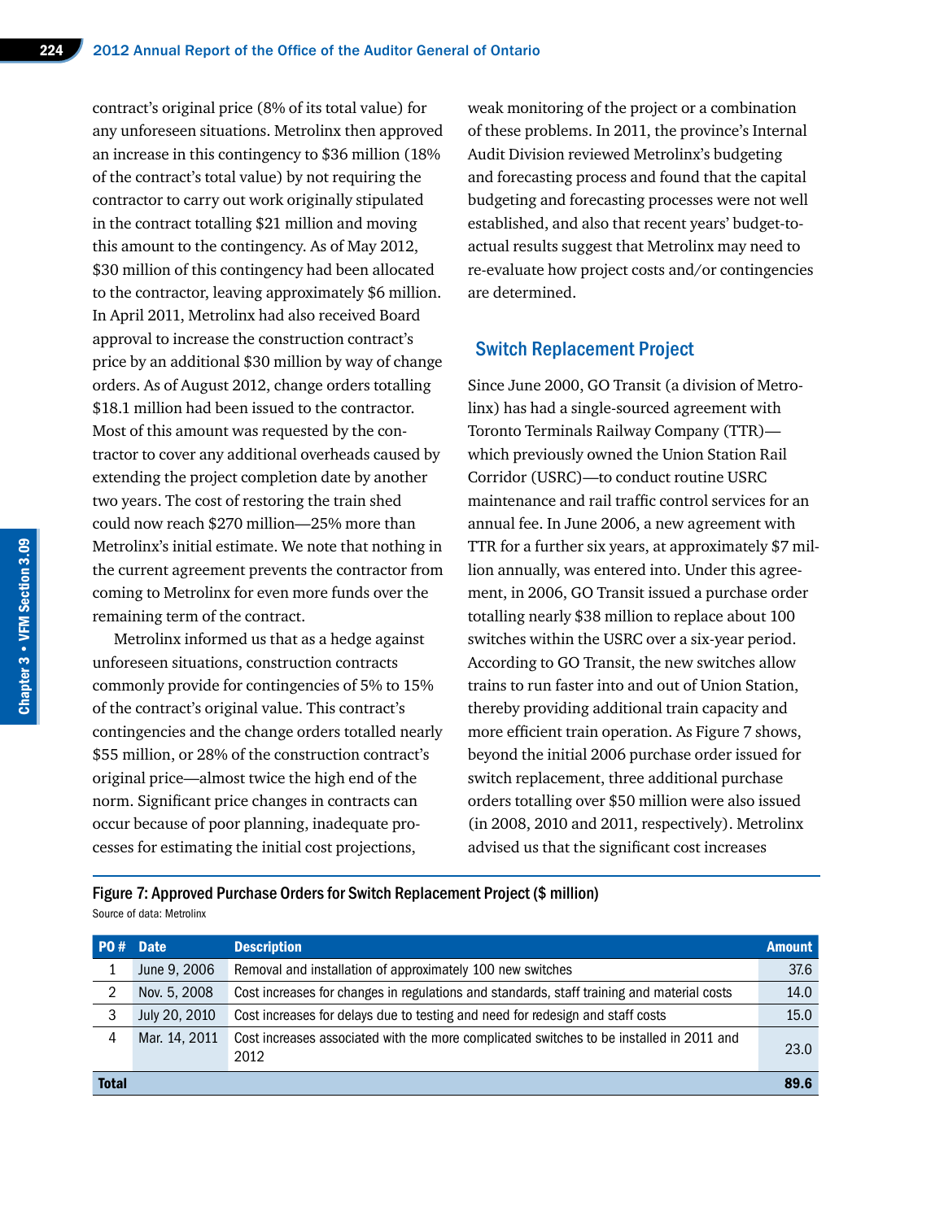contract's original price (8% of its total value) for any unforeseen situations. Metrolinx then approved an increase in this contingency to $36 million (18% of the contract's total value) by not requiring the contractor to carry out work originally stipulated in the contract totalling $21 million and moving this amount to the contingency. As of May 2012, $30 million of this contingency had been allocated to the contractor, leaving approximately $6 million. In April 2011, Metrolinx had also received Board approval to increase the construction contract's price by an additional $30 million by way of change orders. As of August 2012, change orders totalling $18.1 million had been issued to the contractor. Most of this amount was requested by the contractor to cover any additional overheads caused by extending the project completion date by another two years. The cost of restoring the train shed could now reach $270 million—25% more than Metrolinx's initial estimate. We note that nothing in the current agreement prevents the contractor from coming to Metrolinx for even more funds over the remaining term of the contract.

Metrolinx informed us that as a hedge against unforeseen situations, construction contracts commonly provide for contingencies of 5% to 15% of the contract's original value. This contract's contingencies and the change orders totalled nearly $55 million, or 28% of the construction contract's original price—almost twice the high end of the norm. Significant price changes in contracts can occur because of poor planning, inadequate processes for estimating the initial cost projections, weak monitoring of the project or a combination of these problems. In 2011, the province's Internal Audit Division reviewed Metrolinx's budgeting and forecasting process and found that the capital budgeting and forecasting processes were not well established, and also that recent years' budget-to-actual results suggest that Metrolinx may need to re-evaluate how project costs and/or contingencies are determined.

## Switch Replacement Project

Since June 2000, GO Transit (a division of Metrolinx) has had a single-sourced agreement with Toronto Terminals Railway Company (TTR)—which previously owned the Union Station Rail Corridor (USRC)—to conduct routine USRC maintenance and rail traffic control services for an annual fee. In June 2006, a new agreement with TTR for a further six years, at approximately $7 million annually, was entered into. Under this agreement, in 2006, GO Transit issued a purchase order totalling nearly $38 million to replace about 100 switches within the USRC over a six-year period. According to GO Transit, the new switches allow trains to run faster into and out of Union Station, thereby providing additional train capacity and more efficient train operation. As Figure 7 shows, beyond the initial 2006 purchase order issued for switch replacement, three additional purchase orders totalling over $50 million were also issued (in 2008, 2010 and 2011, respectively). Metrolinx advised us that the significant cost increases

**Figure 7: Approved Purchase Orders for Switch Replacement Project ($ million)**

Source of data: Metrolinx

| PO # | Date | Description | Amount |
|---|---|---|---|
| 1 | June 9, 2006 | Removal and installation of approximately 100 new switches | 37.6 |
| 2 | Nov. 5, 2008 | Cost increases for changes in regulations and standards, staff training and material costs | 14.0 |
| 3 | July 20, 2010 | Cost increases for delays due to testing and need for redesign and staff costs | 15.0 |
| 4 | Mar. 14, 2011 | Cost increases associated with the more complicated switches to be installed in 2011 and 2012 | 23.0 |
| **Total** | | | **89.6** |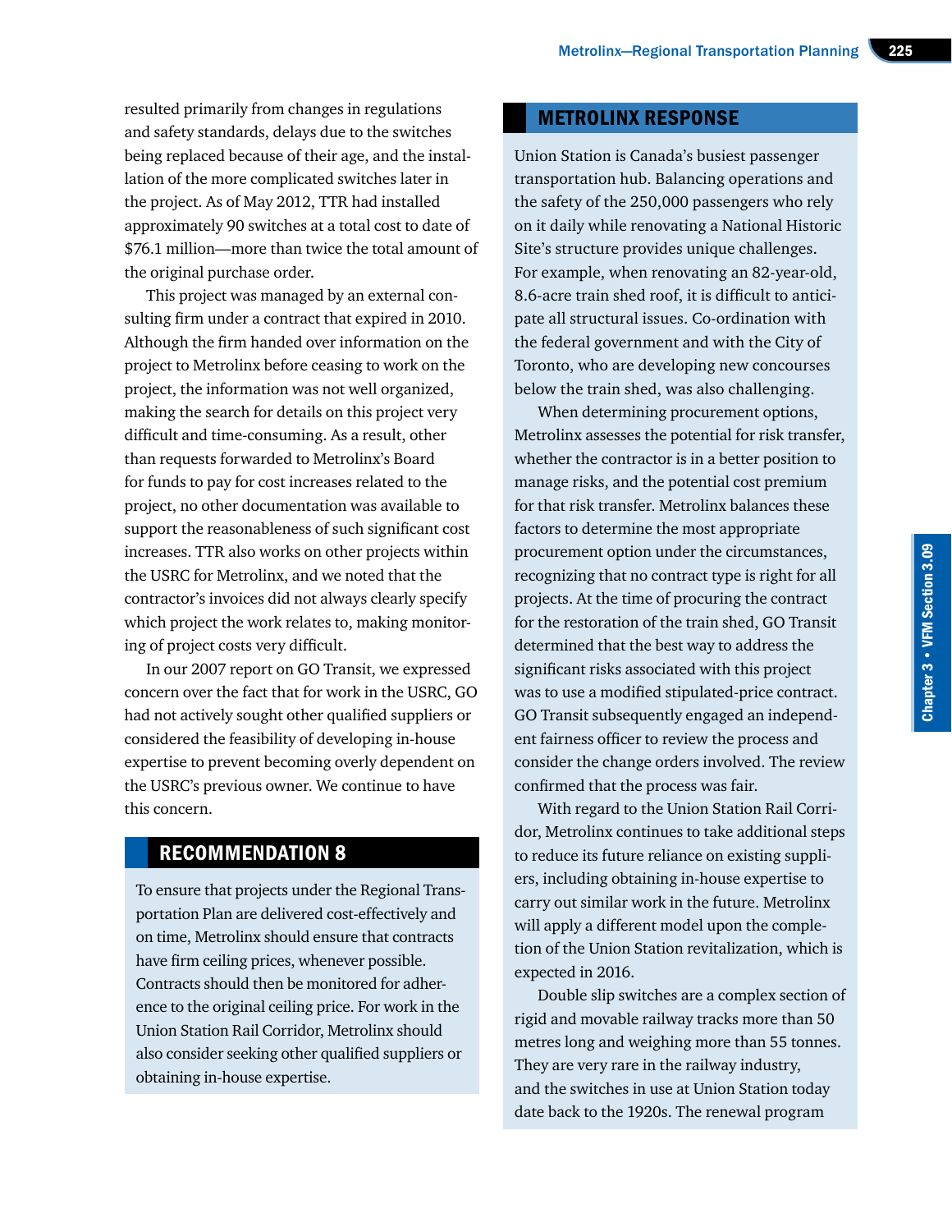resulted primarily from changes in regulations and safety standards, delays due to the switches being replaced because of their age, and the installation of the more complicated switches later in the project. As of May 2012, TTR had installed approximately 90 switches at a total cost to date of $76.1 million—more than twice the total amount of the original purchase order.

This project was managed by an external consulting firm under a contract that expired in 2010. Although the firm handed over information on the project to Metrolinx before ceasing to work on the project, the information was not well organized, making the search for details on this project very difficult and time-consuming. As a result, other than requests forwarded to Metrolinx's Board for funds to pay for cost increases related to the project, no other documentation was available to support the reasonableness of such significant cost increases. TTR also works on other projects within the USRC for Metrolinx, and we noted that the contractor's invoices did not always clearly specify which project the work relates to, making monitoring of project costs very difficult.

In our 2007 report on GO Transit, we expressed concern over the fact that for work in the USRC, GO had not actively sought other qualified suppliers or considered the feasibility of developing in-house expertise to prevent becoming overly dependent on the USRC's previous owner. We continue to have this concern.

## RECOMMENDATION 8

To ensure that projects under the Regional Transportation Plan are delivered cost-effectively and on time, Metrolinx should ensure that contracts have firm ceiling prices, whenever possible. Contracts should then be monitored for adherence to the original ceiling price. For work in the Union Station Rail Corridor, Metrolinx should also consider seeking other qualified suppliers or obtaining in-house expertise.

## METROLINX RESPONSE

Union Station is Canada's busiest passenger transportation hub. Balancing operations and the safety of the 250,000 passengers who rely on it daily while renovating a National Historic Site's structure provides unique challenges. For example, when renovating an 82-year-old, 8.6-acre train shed roof, it is difficult to anticipate all structural issues. Co-ordination with the federal government and with the City of Toronto, who are developing new concourses below the train shed, was also challenging.

When determining procurement options, Metrolinx assesses the potential for risk transfer, whether the contractor is in a better position to manage risks, and the potential cost premium for that risk transfer. Metrolinx balances these factors to determine the most appropriate procurement option under the circumstances, recognizing that no contract type is right for all projects. At the time of procuring the contract for the restoration of the train shed, GO Transit determined that the best way to address the significant risks associated with this project was to use a modified stipulated-price contract. GO Transit subsequently engaged an independent fairness officer to review the process and consider the change orders involved. The review confirmed that the process was fair.

With regard to the Union Station Rail Corridor, Metrolinx continues to take additional steps to reduce its future reliance on existing suppliers, including obtaining in-house expertise to carry out similar work in the future. Metrolinx will apply a different model upon the completion of the Union Station revitalization, which is expected in 2016.

Double slip switches are a complex section of rigid and movable railway tracks more than 50 metres long and weighing more than 55 tonnes. They are very rare in the railway industry, and the switches in use at Union Station today date back to the 1920s. The renewal program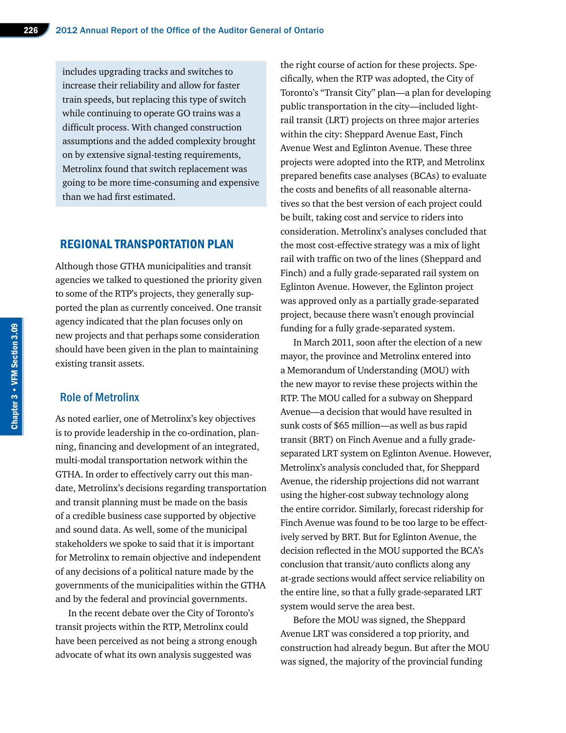includes upgrading tracks and switches to increase their reliability and allow for faster train speeds, but replacing this type of switch while continuing to operate GO trains was a difficult process. With changed construction assumptions and the added complexity brought on by extensive signal-testing requirements, Metrolinx found that switch replacement was going to be more time-consuming and expensive than we had first estimated.

## REGIONAL TRANSPORTATION PLAN

Although those GTHA municipalities and transit agencies we talked to questioned the priority given to some of the RTP's projects, they generally supported the plan as currently conceived. One transit agency indicated that the plan focuses only on new projects and that perhaps some consideration should have been given in the plan to maintaining existing transit assets.

### Role of Metrolinx

As noted earlier, one of Metrolinx's key objectives is to provide leadership in the co-ordination, planning, financing and development of an integrated, multi-modal transportation network within the GTHA. In order to effectively carry out this mandate, Metrolinx's decisions regarding transportation and transit planning must be made on the basis of a credible business case supported by objective and sound data. As well, some of the municipal stakeholders we spoke to said that it is important for Metrolinx to remain objective and independent of any decisions of a political nature made by the governments of the municipalities within the GTHA and by the federal and provincial governments.

In the recent debate over the City of Toronto's transit projects within the RTP, Metrolinx could have been perceived as not being a strong enough advocate of what its own analysis suggested was the right course of action for these projects. Specifically, when the RTP was adopted, the City of Toronto's "Transit City" plan—a plan for developing public transportation in the city—included light-rail transit (LRT) projects on three major arteries within the city: Sheppard Avenue East, Finch Avenue West and Eglinton Avenue. These three projects were adopted into the RTP, and Metrolinx prepared benefits case analyses (BCAs) to evaluate the costs and benefits of all reasonable alternatives so that the best version of each project could be built, taking cost and service to riders into consideration. Metrolinx's analyses concluded that the most cost-effective strategy was a mix of light rail with traffic on two of the lines (Sheppard and Finch) and a fully grade-separated rail system on Eglinton Avenue. However, the Eglinton project was approved only as a partially grade-separated project, because there wasn't enough provincial funding for a fully grade-separated system.

In March 2011, soon after the election of a new mayor, the province and Metrolinx entered into a Memorandum of Understanding (MOU) with the new mayor to revise these projects within the RTP. The MOU called for a subway on Sheppard Avenue—a decision that would have resulted in sunk costs of $65 million—as well as bus rapid transit (BRT) on Finch Avenue and a fully grade-separated LRT system on Eglinton Avenue. However, Metrolinx's analysis concluded that, for Sheppard Avenue, the ridership projections did not warrant using the higher-cost subway technology along the entire corridor. Similarly, forecast ridership for Finch Avenue was found to be too large to be effectively served by BRT. But for Eglinton Avenue, the decision reflected in the MOU supported the BCA's conclusion that transit/auto conflicts along any at-grade sections would affect service reliability on the entire line, so that a fully grade-separated LRT system would serve the area best.

Before the MOU was signed, the Sheppard Avenue LRT was considered a top priority, and construction had already begun. But after the MOU was signed, the majority of the provincial funding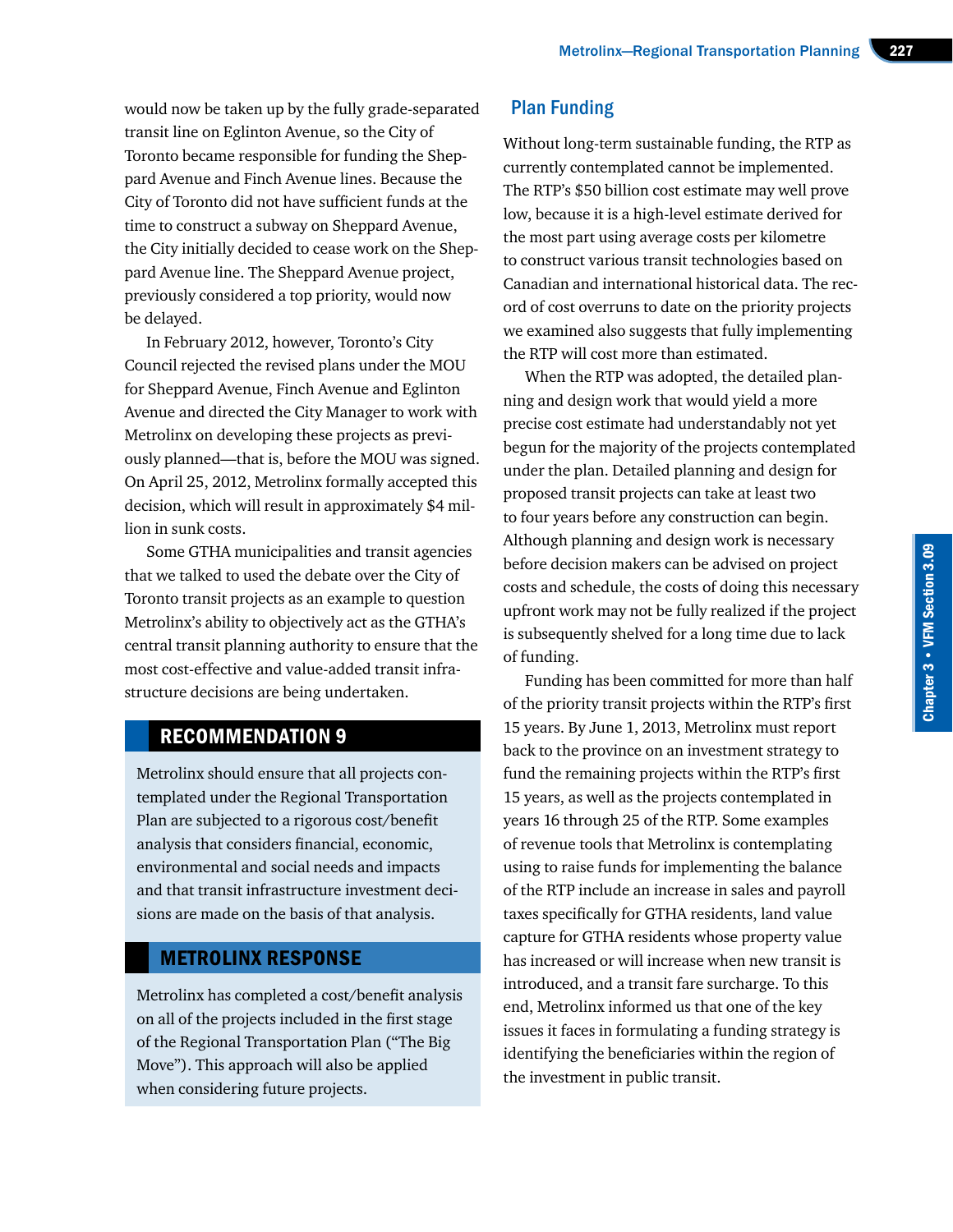would now be taken up by the fully grade-separated transit line on Eglinton Avenue, so the City of Toronto became responsible for funding the Sheppard Avenue and Finch Avenue lines. Because the City of Toronto did not have sufficient funds at the time to construct a subway on Sheppard Avenue, the City initially decided to cease work on the Sheppard Avenue line. The Sheppard Avenue project, previously considered a top priority, would now be delayed.

In February 2012, however, Toronto's City Council rejected the revised plans under the MOU for Sheppard Avenue, Finch Avenue and Eglinton Avenue and directed the City Manager to work with Metrolinx on developing these projects as previously planned—that is, before the MOU was signed. On April 25, 2012, Metrolinx formally accepted this decision, which will result in approximately $4 million in sunk costs.

Some GTHA municipalities and transit agencies that we talked to used the debate over the City of Toronto transit projects as an example to question Metrolinx's ability to objectively act as the GTHA's central transit planning authority to ensure that the most cost-effective and value-added transit infrastructure decisions are being undertaken.

### RECOMMENDATION 9

Metrolinx should ensure that all projects contemplated under the Regional Transportation Plan are subjected to a rigorous cost/benefit analysis that considers financial, economic, environmental and social needs and impacts and that transit infrastructure investment decisions are made on the basis of that analysis.

### METROLINX RESPONSE

Metrolinx has completed a cost/benefit analysis on all of the projects included in the first stage of the Regional Transportation Plan ("The Big Move"). This approach will also be applied when considering future projects.

## Plan Funding

Without long-term sustainable funding, the RTP as currently contemplated cannot be implemented. The RTP's $50 billion cost estimate may well prove low, because it is a high-level estimate derived for the most part using average costs per kilometre to construct various transit technologies based on Canadian and international historical data. The record of cost overruns to date on the priority projects we examined also suggests that fully implementing the RTP will cost more than estimated.

When the RTP was adopted, the detailed planning and design work that would yield a more precise cost estimate had understandably not yet begun for the majority of the projects contemplated under the plan. Detailed planning and design for proposed transit projects can take at least two to four years before any construction can begin. Although planning and design work is necessary before decision makers can be advised on project costs and schedule, the costs of doing this necessary upfront work may not be fully realized if the project is subsequently shelved for a long time due to lack of funding.

Funding has been committed for more than half of the priority transit projects within the RTP's first 15 years. By June 1, 2013, Metrolinx must report back to the province on an investment strategy to fund the remaining projects within the RTP's first 15 years, as well as the projects contemplated in years 16 through 25 of the RTP. Some examples of revenue tools that Metrolinx is contemplating using to raise funds for implementing the balance of the RTP include an increase in sales and payroll taxes specifically for GTHA residents, land value capture for GTHA residents whose property value has increased or will increase when new transit is introduced, and a transit fare surcharge. To this end, Metrolinx informed us that one of the key issues it faces in formulating a funding strategy is identifying the beneficiaries within the region of the investment in public transit.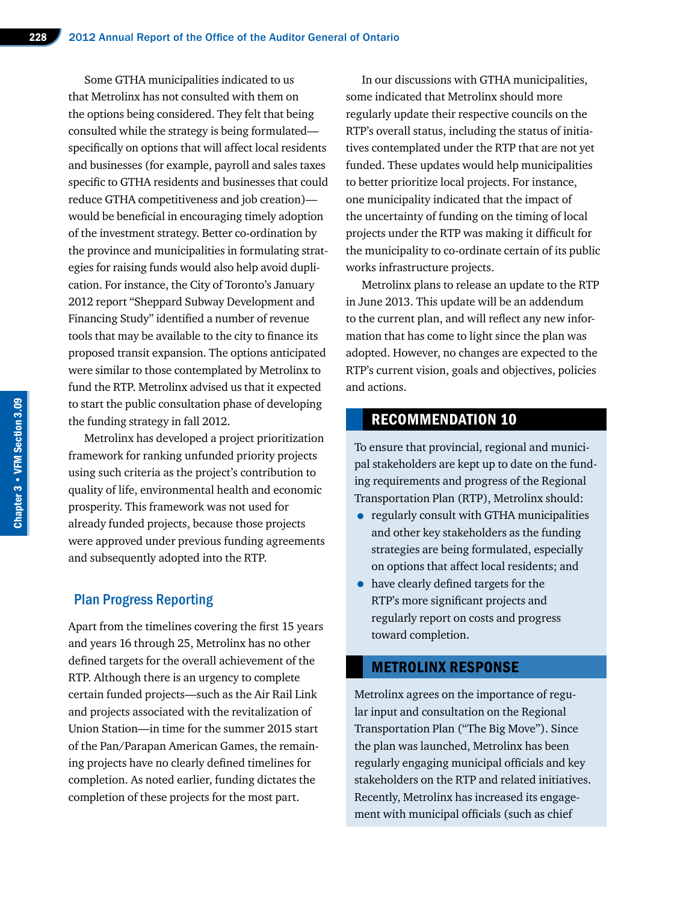Some GTHA municipalities indicated to us that Metrolinx has not consulted with them on the options being considered. They felt that being consulted while the strategy is being formulated—specifically on options that will affect local residents and businesses (for example, payroll and sales taxes specific to GTHA residents and businesses that could reduce GTHA competitiveness and job creation)—would be beneficial in encouraging timely adoption of the investment strategy. Better co-ordination by the province and municipalities in formulating strategies for raising funds would also help avoid duplication. For instance, the City of Toronto's January 2012 report "Sheppard Subway Development and Financing Study" identified a number of revenue tools that may be available to the city to finance its proposed transit expansion. The options anticipated were similar to those contemplated by Metrolinx to fund the RTP. Metrolinx advised us that it expected to start the public consultation phase of developing the funding strategy in fall 2012.

Metrolinx has developed a project prioritization framework for ranking unfunded priority projects using such criteria as the project's contribution to quality of life, environmental health and economic prosperity. This framework was not used for already funded projects, because those projects were approved under previous funding agreements and subsequently adopted into the RTP.

## Plan Progress Reporting

Apart from the timelines covering the first 15 years and years 16 through 25, Metrolinx has no other defined targets for the overall achievement of the RTP. Although there is an urgency to complete certain funded projects—such as the Air Rail Link and projects associated with the revitalization of Union Station—in time for the summer 2015 start of the Pan/Parapan American Games, the remaining projects have no clearly defined timelines for completion. As noted earlier, funding dictates the completion of these projects for the most part.

In our discussions with GTHA municipalities, some indicated that Metrolinx should more regularly update their respective councils on the RTP's overall status, including the status of initiatives contemplated under the RTP that are not yet funded. These updates would help municipalities to better prioritize local projects. For instance, one municipality indicated that the impact of the uncertainty of funding on the timing of local projects under the RTP was making it difficult for the municipality to co-ordinate certain of its public works infrastructure projects.

Metrolinx plans to release an update to the RTP in June 2013. This update will be an addendum to the current plan, and will reflect any new information that has come to light since the plan was adopted. However, no changes are expected to the RTP's current vision, goals and objectives, policies and actions.

## RECOMMENDATION 10

To ensure that provincial, regional and municipal stakeholders are kept up to date on the funding requirements and progress of the Regional Transportation Plan (RTP), Metrolinx should:

- regularly consult with GTHA municipalities and other key stakeholders as the funding strategies are being formulated, especially on options that affect local residents; and
- have clearly defined targets for the RTP's more significant projects and regularly report on costs and progress toward completion.

## METROLINX RESPONSE

Metrolinx agrees on the importance of regular input and consultation on the Regional Transportation Plan ("The Big Move"). Since the plan was launched, Metrolinx has been regularly engaging municipal officials and key stakeholders on the RTP and related initiatives. Recently, Metrolinx has increased its engagement with municipal officials (such as chief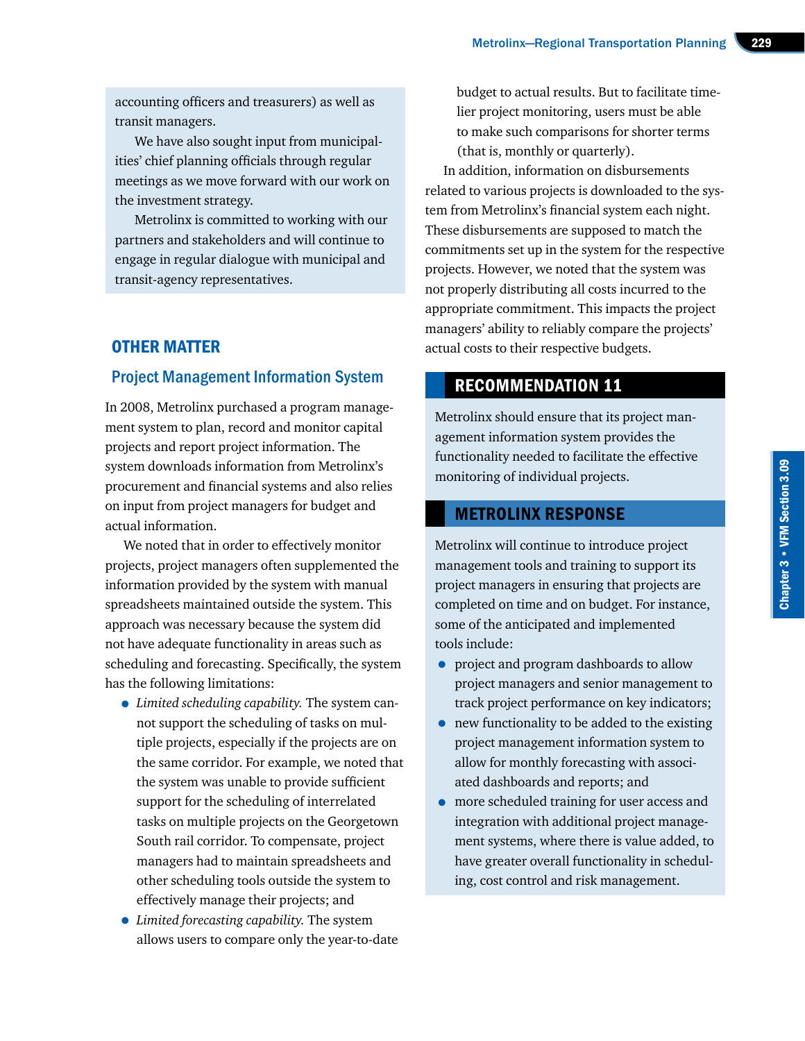accounting officers and treasurers) as well as transit managers.

We have also sought input from municipalities' chief planning officials through regular meetings as we move forward with our work on the investment strategy.

Metrolinx is committed to working with our partners and stakeholders and will continue to engage in regular dialogue with municipal and transit-agency representatives.

## OTHER MATTER

### Project Management Information System

In 2008, Metrolinx purchased a program management system to plan, record and monitor capital projects and report project information. The system downloads information from Metrolinx's procurement and financial systems and also relies on input from project managers for budget and actual information.

We noted that in order to effectively monitor projects, project managers often supplemented the information provided by the system with manual spreadsheets maintained outside the system. This approach was necessary because the system did not have adequate functionality in areas such as scheduling and forecasting. Specifically, the system has the following limitations:

- *Limited scheduling capability.* The system cannot support the scheduling of tasks on multiple projects, especially if the projects are on the same corridor. For example, we noted that the system was unable to provide sufficient support for the scheduling of interrelated tasks on multiple projects on the Georgetown South rail corridor. To compensate, project managers had to maintain spreadsheets and other scheduling tools outside the system to effectively manage their projects; and
- *Limited forecasting capability.* The system allows users to compare only the year-to-date budget to actual results. But to facilitate timelier project monitoring, users must be able to make such comparisons for shorter terms (that is, monthly or quarterly).

In addition, information on disbursements related to various projects is downloaded to the system from Metrolinx's financial system each night. These disbursements are supposed to match the commitments set up in the system for the respective projects. However, we noted that the system was not properly distributing all costs incurred to the appropriate commitment. This impacts the project managers' ability to reliably compare the projects' actual costs to their respective budgets.

## RECOMMENDATION 11

Metrolinx should ensure that its project management information system provides the functionality needed to facilitate the effective monitoring of individual projects.

## METROLINX RESPONSE

Metrolinx will continue to introduce project management tools and training to support its project managers in ensuring that projects are completed on time and on budget. For instance, some of the anticipated and implemented tools include:

- project and program dashboards to allow project managers and senior management to track project performance on key indicators;
- new functionality to be added to the existing project management information system to allow for monthly forecasting with associated dashboards and reports; and
- more scheduled training for user access and integration with additional project management systems, where there is value added, to have greater overall functionality in scheduling, cost control and risk management.